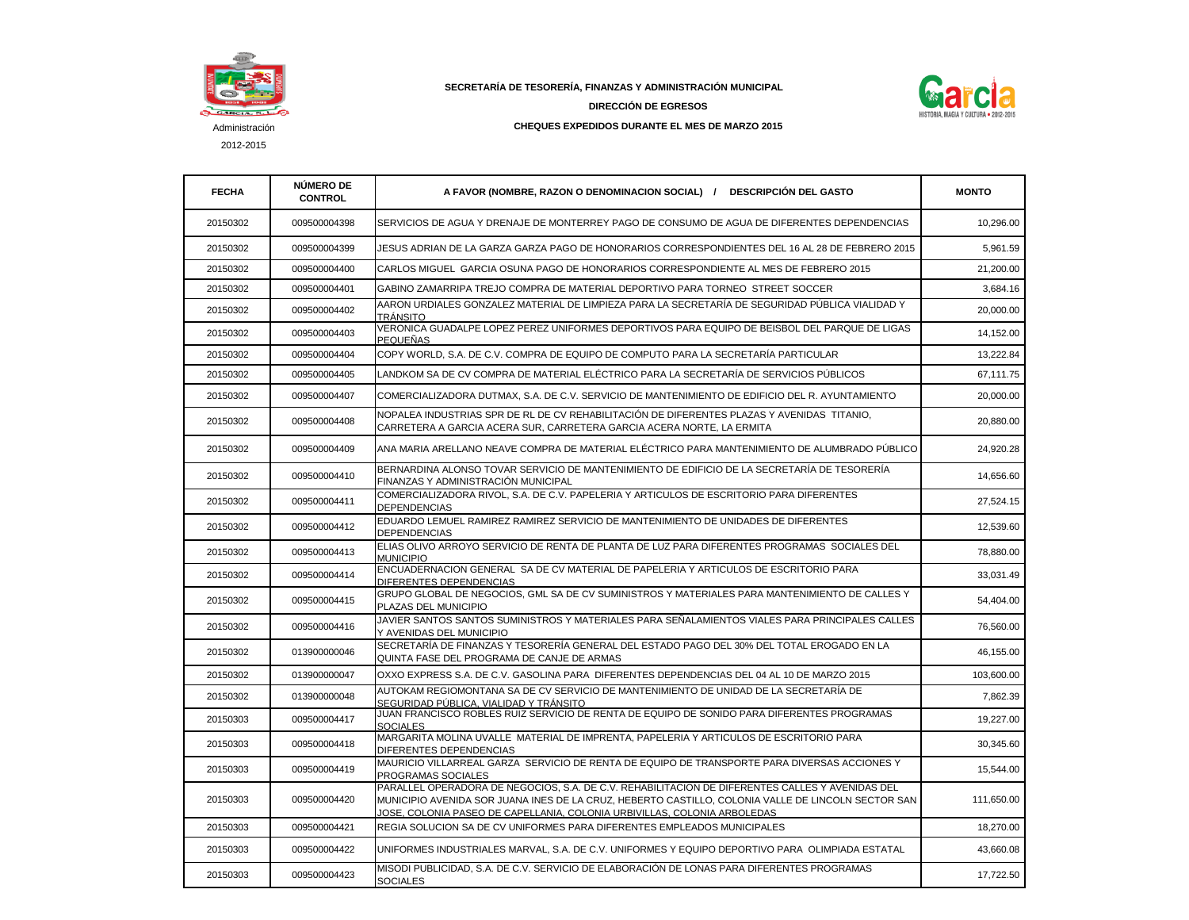Administración

2012-2015

**SECRETARÍA DE TESORERÍA, FINANZAS Y ADMINISTRACIÓN MUNICIPAL**

**DIRECCIÓN DE EGRESOS**

**CHEQUES EXPEDIDOS DURANTE EL MES DE MARZO 2015**

| FECHA | NÚMERO DE CONTROL | A FAVOR (NOMBRE, RAZON O DENOMINACION SOCIAL) / DESCRIPCIÓN DEL GASTO | MONTO |
|---|---|---|---|
| 20150302 | 009500004398 | SERVICIOS DE AGUA Y DRENAJE DE MONTERREY PAGO DE CONSUMO DE AGUA DE DIFERENTES DEPENDENCIAS | 10,296.00 |
| 20150302 | 009500004399 | JESUS ADRIAN DE LA GARZA GARZA PAGO DE HONORARIOS CORRESPONDIENTES DEL 16 AL 28 DE FEBRERO 2015 | 5,961.59 |
| 20150302 | 009500004400 | CARLOS MIGUEL GARCIA OSUNA PAGO DE HONORARIOS CORRESPONDIENTE AL MES DE FEBRERO 2015 | 21,200.00 |
| 20150302 | 009500004401 | GABINO ZAMARRIPA TREJO COMPRA DE MATERIAL DEPORTIVO PARA TORNEO STREET SOCCER | 3,684.16 |
| 20150302 | 009500004402 | AARON URDIALES GONZALEZ MATERIAL DE LIMPIEZA PARA LA SECRETARÍA DE SEGURIDAD PÚBLICA VIALIDAD Y TRÁNSITO | 20,000.00 |
| 20150302 | 009500004403 | VERONICA GUADALPE LOPEZ PEREZ UNIFORMES DEPORTIVOS PARA EQUIPO DE BEISBOL DEL PARQUE DE LIGAS PEQUEÑAS | 14,152.00 |
| 20150302 | 009500004404 | COPY WORLD, S.A. DE C.V. COMPRA DE EQUIPO DE COMPUTO PARA LA SECRETARÍA PARTICULAR | 13,222.84 |
| 20150302 | 009500004405 | LANDKOM SA DE CV COMPRA DE MATERIAL ELÉCTRICO PARA LA SECRETARÍA DE SERVICIOS PÚBLICOS | 67,111.75 |
| 20150302 | 009500004407 | COMERCIALIZADORA DUTMAX, S.A. DE C.V. SERVICIO DE MANTENIMIENTO DE EDIFICIO DEL R. AYUNTAMIENTO | 20,000.00 |
| 20150302 | 009500004408 | NOPALEA INDUSTRIAS SPR DE RL DE CV REHABILITACIÓN DE DIFERENTES PLAZAS Y AVENIDAS TITANIO, CARRETERA A GARCIA ACERA SUR, CARRETERA GARCIA ACERA NORTE, LA ERMITA | 20,880.00 |
| 20150302 | 009500004409 | ANA MARIA ARELLANO NEAVE COMPRA DE MATERIAL ELÉCTRICO PARA MANTENIMIENTO DE ALUMBRADO PÚBLICO | 24,920.28 |
| 20150302 | 009500004410 | BERNARDINA ALONSO TOVAR SERVICIO DE MANTENIMIENTO DE EDIFICIO DE LA SECRETARÍA DE TESORERÍA FINANZAS Y ADMINISTRACIÓN MUNICIPAL | 14,656.60 |
| 20150302 | 009500004411 | COMERCIALIZADORA RIVOL, S.A. DE C.V. PAPELERIA Y ARTICULOS DE ESCRITORIO PARA DIFERENTES DEPENDENCIAS | 27,524.15 |
| 20150302 | 009500004412 | EDUARDO LEMUEL RAMIREZ RAMIREZ SERVICIO DE MANTENIMIENTO DE UNIDADES DE DIFERENTES DEPENDENCIAS | 12,539.60 |
| 20150302 | 009500004413 | ELIAS OLIVO ARROYO SERVICIO DE RENTA DE PLANTA DE LUZ PARA DIFERENTES PROGRAMAS SOCIALES DEL MUNICIPIO | 78,880.00 |
| 20150302 | 009500004414 | ENCUADERNACION GENERAL SA DE CV MATERIAL DE PAPELERIA Y ARTICULOS DE ESCRITORIO PARA DIFERENTES DEPENDENCIAS | 33,031.49 |
| 20150302 | 009500004415 | GRUPO GLOBAL DE NEGOCIOS, GML SA DE CV SUMINISTROS Y MATERIALES PARA MANTENIMIENTO DE CALLES Y PLAZAS DEL MUNICIPIO | 54,404.00 |
| 20150302 | 009500004416 | JAVIER SANTOS SANTOS SUMINISTROS Y MATERIALES PARA SEÑALAMIENTOS VIALES PARA PRINCIPALES CALLES Y AVENIDAS DEL MUNICIPIO | 76,560.00 |
| 20150302 | 013900000046 | SECRETARÍA DE FINANZAS Y TESORERÍA GENERAL DEL ESTADO PAGO DEL 30% DEL TOTAL EROGADO EN LA QUINTA FASE DEL PROGRAMA DE CANJE DE ARMAS | 46,155.00 |
| 20150302 | 013900000047 | OXXO EXPRESS S.A. DE C.V. GASOLINA PARA DIFERENTES DEPENDENCIAS DEL 04 AL 10 DE MARZO 2015 | 103,600.00 |
| 20150302 | 013900000048 | AUTOKAM REGIOMONTANA SA DE CV SERVICIO DE MANTENIMIENTO DE UNIDAD DE LA SECRETARÍA DE SEGURIDAD PÚBLICA, VIALIDAD Y TRÁNSITO | 7,862.39 |
| 20150303 | 009500004417 | JUAN FRANCISCO ROBLES RUIZ SERVICIO DE RENTA DE EQUIPO DE SONIDO PARA DIFERENTES PROGRAMAS SOCIALES | 19,227.00 |
| 20150303 | 009500004418 | MARGARITA MOLINA UVALLE MATERIAL DE IMPRENTA, PAPELERIA Y ARTICULOS DE ESCRITORIO PARA DIFERENTES DEPENDENCIAS | 30,345.60 |
| 20150303 | 009500004419 | MAURICIO VILLARREAL GARZA SERVICIO DE RENTA DE EQUIPO DE TRANSPORTE PARA DIVERSAS ACCIONES Y PROGRAMAS SOCIALES | 15,544.00 |
| 20150303 | 009500004420 | PARALLEL OPERADORA DE NEGOCIOS, S.A. DE C.V. REHABILITACION DE DIFERENTES CALLES Y AVENIDAS DEL MUNICIPIO AVENIDA SOR JUANA INES DE LA CRUZ, HEBERTO CASTILLO, COLONIA VALLE DE LINCOLN SECTOR SAN JOSE, COLONIA PASEO DE CAPELLANIA, COLONIA URBIVILLAS, COLONIA ARBOLEDAS | 111,650.00 |
| 20150303 | 009500004421 | REGIA SOLUCION SA DE CV UNIFORMES PARA DIFERENTES EMPLEADOS MUNICIPALES | 18,270.00 |
| 20150303 | 009500004422 | UNIFORMES INDUSTRIALES MARVAL, S.A. DE C.V. UNIFORMES Y EQUIPO DEPORTIVO PARA OLIMPIADA ESTATAL | 43,660.08 |
| 20150303 | 009500004423 | MISODI PUBLICIDAD, S.A. DE C.V. SERVICIO DE ELABORACIÓN DE LONAS PARA DIFERENTES PROGRAMAS SOCIALES | 17,722.50 |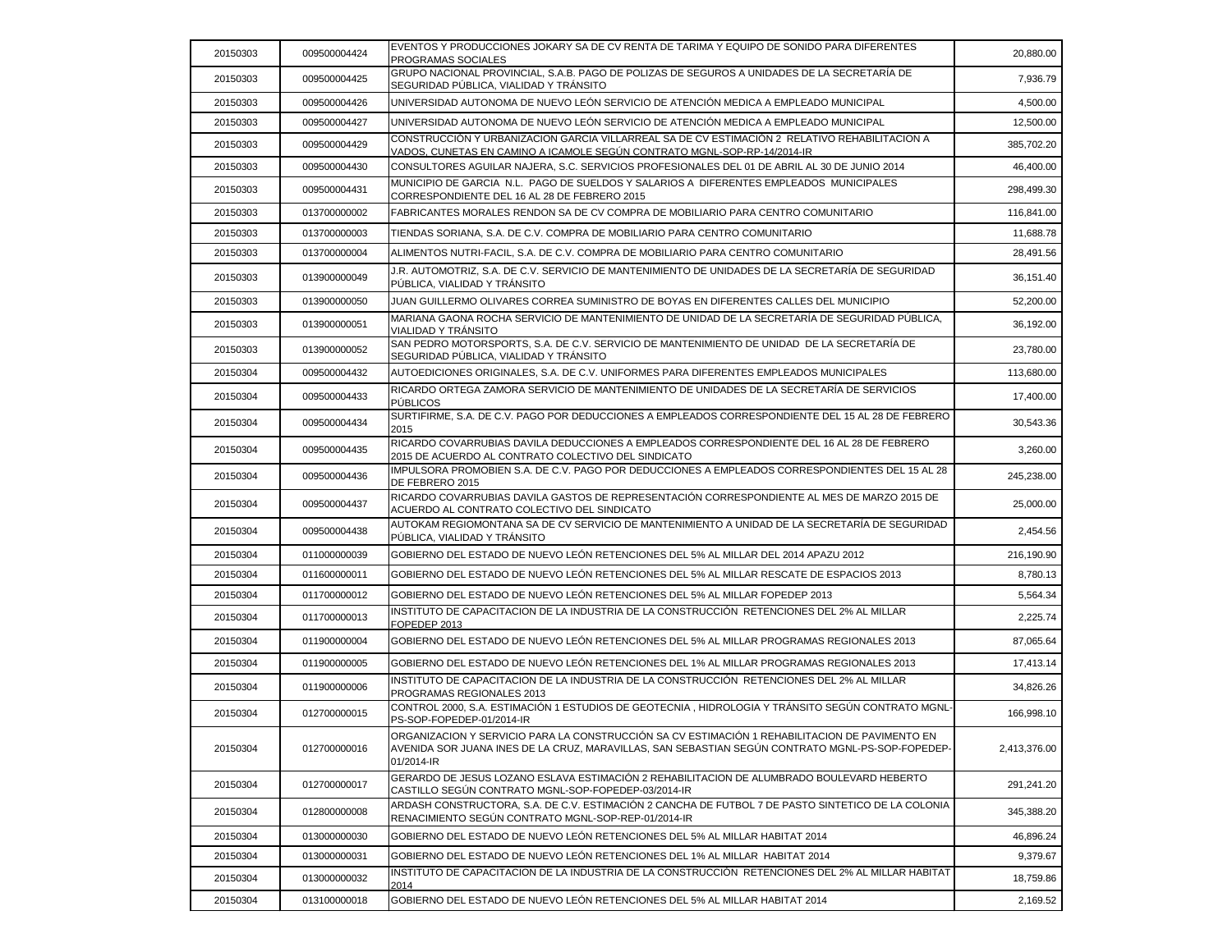| 20150303 | 009500004424 | EVENTOS Y PRODUCCIONES JOKARY SA DE CV RENTA DE TARIMA Y EQUIPO DE SONIDO PARA DIFERENTES PROGRAMAS SOCIALES | 20,880.00 |
|---|---|---|---|
| 20150303 | 009500004425 | GRUPO NACIONAL PROVINCIAL, S.A.B. PAGO DE POLIZAS DE SEGUROS A UNIDADES DE LA SECRETARÍA DE SEGURIDAD PÚBLICA, VIALIDAD Y TRÁNSITO | 7,936.79 |
| 20150303 | 009500004426 | UNIVERSIDAD AUTONOMA DE NUEVO LEÓN SERVICIO DE ATENCIÓN MEDICA A EMPLEADO MUNICIPAL | 4,500.00 |
| 20150303 | 009500004427 | UNIVERSIDAD AUTONOMA DE NUEVO LEÓN SERVICIO DE ATENCIÓN MEDICA A EMPLEADO MUNICIPAL | 12,500.00 |
| 20150303 | 009500004429 | CONSTRUCCIÓN Y URBANIZACION GARCIA VILLARREAL SA DE CV ESTIMACIÓN 2 RELATIVO REHABILITACION A VADOS, CUNETAS EN CAMINO A ICAMOLE SEGÚN CONTRATO MGNL-SOP-RP-14/2014-IR | 385,702.20 |
| 20150303 | 009500004430 | CONSULTORES AGUILAR NAJERA, S.C. SERVICIOS PROFESIONALES DEL 01 DE ABRIL AL 30 DE JUNIO 2014 | 46,400.00 |
| 20150303 | 009500004431 | MUNICIPIO DE GARCIA N.L. PAGO DE SUELDOS Y SALARIOS A DIFERENTES EMPLEADOS MUNICIPALES CORRESPONDIENTE DEL 16 AL 28 DE FEBRERO 2015 | 298,499.30 |
| 20150303 | 013700000002 | FABRICANTES MORALES RENDON SA DE CV COMPRA DE MOBILIARIO PARA CENTRO COMUNITARIO | 116,841.00 |
| 20150303 | 013700000003 | TIENDAS SORIANA, S.A. DE C.V. COMPRA DE MOBILIARIO PARA CENTRO COMUNITARIO | 11,688.78 |
| 20150303 | 013700000004 | ALIMENTOS NUTRI-FACIL, S.A. DE C.V. COMPRA DE MOBILIARIO PARA CENTRO COMUNITARIO | 28,491.56 |
| 20150303 | 013900000049 | J.R. AUTOMOTRIZ, S.A. DE C.V. SERVICIO DE MANTENIMIENTO DE UNIDADES DE LA SECRETARÍA DE SEGURIDAD PÚBLICA, VIALIDAD Y TRÁNSITO | 36,151.40 |
| 20150303 | 013900000050 | JUAN GUILLERMO OLIVARES CORREA SUMINISTRO DE BOYAS EN DIFERENTES CALLES DEL MUNICIPIO | 52,200.00 |
| 20150303 | 013900000051 | MARIANA GAONA ROCHA SERVICIO DE MANTENIMIENTO DE UNIDAD DE LA SECRETARÍA DE SEGURIDAD PÚBLICA, VIALIDAD Y TRÁNSITO | 36,192.00 |
| 20150303 | 013900000052 | SAN PEDRO MOTORSPORTS, S.A. DE C.V. SERVICIO DE MANTENIMIENTO DE UNIDAD DE LA SECRETARÍA DE SEGURIDAD PÚBLICA, VIALIDAD Y TRÁNSITO | 23,780.00 |
| 20150304 | 009500004432 | AUTOEDICIONES ORIGINALES, S.A. DE C.V. UNIFORMES PARA DIFERENTES EMPLEADOS MUNICIPALES | 113,680.00 |
| 20150304 | 009500004433 | RICARDO ORTEGA ZAMORA SERVICIO DE MANTENIMIENTO DE UNIDADES DE LA SECRETARÍA DE SERVICIOS PÚBLICOS | 17,400.00 |
| 20150304 | 009500004434 | SURTIFIRME, S.A. DE C.V. PAGO POR DEDUCCIONES A EMPLEADOS CORRESPONDIENTE DEL 15 AL 28 DE FEBRERO 2015 | 30,543.36 |
| 20150304 | 009500004435 | RICARDO COVARRUBIAS DAVILA DEDUCCIONES A EMPLEADOS CORRESPONDIENTE DEL 16 AL 28 DE FEBRERO 2015 DE ACUERDO AL CONTRATO COLECTIVO DEL SINDICATO | 3,260.00 |
| 20150304 | 009500004436 | IMPULSORA PROMOBIEN S.A. DE C.V. PAGO POR DEDUCCIONES A EMPLEADOS CORRESPONDIENTES DEL 15 AL 28 DE FEBRERO 2015 | 245,238.00 |
| 20150304 | 009500004437 | RICARDO COVARRUBIAS DAVILA GASTOS DE REPRESENTACIÓN CORRESPONDIENTE AL MES DE MARZO 2015 DE ACUERDO AL CONTRATO COLECTIVO DEL SINDICATO | 25,000.00 |
| 20150304 | 009500004438 | AUTOKAM REGIOMONTANA SA DE CV SERVICIO DE MANTENIMIENTO A UNIDAD DE LA SECRETARÍA DE SEGURIDAD PÚBLICA, VIALIDAD Y TRÁNSITO | 2,454.56 |
| 20150304 | 011000000039 | GOBIERNO DEL ESTADO DE NUEVO LEÓN RETENCIONES DEL 5% AL MILLAR DEL 2014 APAZU 2012 | 216,190.90 |
| 20150304 | 011600000011 | GOBIERNO DEL ESTADO DE NUEVO LEÓN RETENCIONES DEL 5% AL MILLAR RESCATE DE ESPACIOS 2013 | 8,780.13 |
| 20150304 | 011700000012 | GOBIERNO DEL ESTADO DE NUEVO LEÓN RETENCIONES DEL 5% AL MILLAR FOPEDEP 2013 | 5,564.34 |
| 20150304 | 011700000013 | INSTITUTO DE CAPACITACION DE LA INDUSTRIA DE LA CONSTRUCCIÓN RETENCIONES DEL 2% AL MILLAR FOPEDEP 2013 | 2,225.74 |
| 20150304 | 011900000004 | GOBIERNO DEL ESTADO DE NUEVO LEÓN RETENCIONES DEL 5% AL MILLAR PROGRAMAS REGIONALES 2013 | 87,065.64 |
| 20150304 | 011900000005 | GOBIERNO DEL ESTADO DE NUEVO LEÓN RETENCIONES DEL 1% AL MILLAR PROGRAMAS REGIONALES 2013 | 17,413.14 |
| 20150304 | 011900000006 | INSTITUTO DE CAPACITACION DE LA INDUSTRIA DE LA CONSTRUCCIÓN RETENCIONES DEL 2% AL MILLAR PROGRAMAS REGIONALES 2013 | 34,826.26 |
| 20150304 | 012700000015 | CONTROL 2000, S.A. ESTIMACIÓN 1 ESTUDIOS DE GEOTECNIA , HIDROLOGIA Y TRÁNSITO SEGÚN CONTRATO MGNL-PS-SOP-FOPEDEP-01/2014-IR | 166,998.10 |
| 20150304 | 012700000016 | ORGANIZACION Y SERVICIO PARA LA CONSTRUCCIÓN SA CV ESTIMACIÓN 1 REHABILITACION DE PAVIMENTO EN AVENIDA SOR JUANA INES DE LA CRUZ, MARAVILLAS, SAN SEBASTIAN SEGÚN CONTRATO MGNL-PS-SOP-FOPEDEP-01/2014-IR | 2,413,376.00 |
| 20150304 | 012700000017 | GERARDO DE JESUS LOZANO ESLAVA ESTIMACIÓN 2 REHABILITACION DE ALUMBRADO BOULEVARD HEBERTO CASTILLO SEGÚN CONTRATO MGNL-SOP-FOPEDEP-03/2014-IR | 291,241.20 |
| 20150304 | 012800000008 | ARDASH CONSTRUCTORA, S.A. DE C.V. ESTIMACIÓN 2 CANCHA DE FUTBOL 7 DE PASTO SINTETICO DE LA COLONIA RENACIMIENTO SEGÚN CONTRATO MGNL-SOP-REP-01/2014-IR | 345,388.20 |
| 20150304 | 013000000030 | GOBIERNO DEL ESTADO DE NUEVO LEÓN RETENCIONES DEL 5% AL MILLAR HABITAT 2014 | 46,896.24 |
| 20150304 | 013000000031 | GOBIERNO DEL ESTADO DE NUEVO LEÓN RETENCIONES DEL 1% AL MILLAR HABITAT 2014 | 9,379.67 |
| 20150304 | 013000000032 | INSTITUTO DE CAPACITACION DE LA INDUSTRIA DE LA CONSTRUCCIÓN RETENCIONES DEL 2% AL MILLAR HABITAT 2014 | 18,759.86 |
| 20150304 | 013100000018 | GOBIERNO DEL ESTADO DE NUEVO LEÓN RETENCIONES DEL 5% AL MILLAR HABITAT 2014 | 2,169.52 |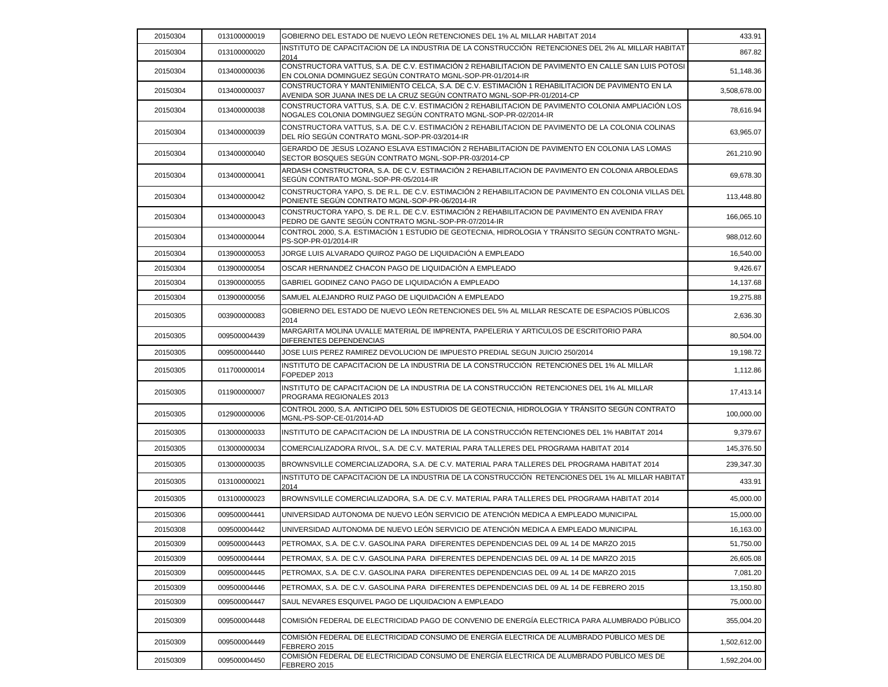| | | | |
|---|---|---|---|
| 20150304 | 013100000019 | GOBIERNO DEL ESTADO DE NUEVO LEÓN RETENCIONES DEL 1% AL MILLAR HABITAT 2014 | 433.91 |
| 20150304 | 013100000020 | INSTITUTO DE CAPACITACION DE LA INDUSTRIA DE LA CONSTRUCCIÓN RETENCIONES DEL 2% AL MILLAR HABITAT 2014 | 867.82 |
| 20150304 | 013400000036 | CONSTRUCTORA VATTUS, S.A. DE C.V. ESTIMACIÓN 2 REHABILITACION DE PAVIMENTO EN CALLE SAN LUIS POTOSI EN COLONIA DOMINGUEZ SEGÚN CONTRATO MGNL-SOP-PR-01/2014-IR | 51,148.36 |
| 20150304 | 013400000037 | CONSTRUCTORA Y MANTENIMIENTO CELCA, S.A. DE C.V. ESTIMACIÓN 1 REHABILITACION DE PAVIMENTO EN LA AVENIDA SOR JUANA INES DE LA CRUZ SEGÚN CONTRATO MGNL-SOP-PR-01/2014-CP | 3,508,678.00 |
| 20150304 | 013400000038 | CONSTRUCTORA VATTUS, S.A. DE C.V. ESTIMACIÓN 2 REHABILITACION DE PAVIMENTO COLONIA AMPLIACIÓN LOS NOGALES COLONIA DOMINGUEZ SEGÚN CONTRATO MGNL-SOP-PR-02/2014-IR | 78,616.94 |
| 20150304 | 013400000039 | CONSTRUCTORA VATTUS, S.A. DE C.V. ESTIMACIÓN 2 REHABILITACION DE PAVIMENTO DE LA COLONIA COLINAS DEL RÍO SEGÚN CONTRATO MGNL-SOP-PR-03/2014-IR | 63,965.07 |
| 20150304 | 013400000040 | GERARDO DE JESUS LOZANO ESLAVA ESTIMACIÓN 2 REHABILITACION DE PAVIMENTO EN COLONIA LAS LOMAS SECTOR BOSQUES SEGÚN CONTRATO MGNL-SOP-PR-03/2014-CP | 261,210.90 |
| 20150304 | 013400000041 | ARDASH CONSTRUCTORA, S.A. DE C.V. ESTIMACIÓN 2 REHABILITACION DE PAVIMENTO EN COLONIA ARBOLEDAS SEGÚN CONTRATO MGNL-SOP-PR-05/2014-IR | 69,678.30 |
| 20150304 | 013400000042 | CONSTRUCTORA YAPO, S. DE R.L. DE C.V. ESTIMACIÓN 2 REHABILITACION DE PAVIMENTO EN COLONIA VILLAS DEL PONIENTE SEGÚN CONTRATO MGNL-SOP-PR-06/2014-IR | 113,448.80 |
| 20150304 | 013400000043 | CONSTRUCTORA YAPO, S. DE R.L. DE C.V. ESTIMACIÓN 2 REHABILITACION DE PAVIMENTO EN AVENIDA FRAY PEDRO DE GANTE SEGÚN CONTRATO MGNL-SOP-PR-07/2014-IR | 166,065.10 |
| 20150304 | 013400000044 | CONTROL 2000, S.A. ESTIMACIÓN 1 ESTUDIO DE GEOTECNIA, HIDROLOGIA Y TRÁNSITO SEGÚN CONTRATO MGNL-PS-SOP-PR-01/2014-IR | 988,012.60 |
| 20150304 | 013900000053 | JORGE LUIS ALVARADO QUIROZ PAGO DE LIQUIDACIÓN A EMPLEADO | 16,540.00 |
| 20150304 | 013900000054 | OSCAR HERNANDEZ CHACON PAGO DE LIQUIDACIÓN A EMPLEADO | 9,426.67 |
| 20150304 | 013900000055 | GABRIEL GODINEZ CANO PAGO DE LIQUIDACIÓN A EMPLEADO | 14,137.68 |
| 20150304 | 013900000056 | SAMUEL ALEJANDRO RUIZ PAGO DE LIQUIDACIÓN A EMPLEADO | 19,275.88 |
| 20150305 | 003900000083 | GOBIERNO DEL ESTADO DE NUEVO LEÓN RETENCIONES DEL 5% AL MILLAR RESCATE DE ESPACIOS PÚBLICOS 2014 | 2,636.30 |
| 20150305 | 009500004439 | MARGARITA MOLINA UVALLE MATERIAL DE IMPRENTA, PAPELERIA Y ARTICULOS DE ESCRITORIO PARA DIFERENTES DEPENDENCIAS | 80,504.00 |
| 20150305 | 009500004440 | JOSE LUIS PEREZ RAMIREZ DEVOLUCION DE IMPUESTO PREDIAL SEGUN JUICIO 250/2014 | 19,198.72 |
| 20150305 | 011700000014 | INSTITUTO DE CAPACITACION DE LA INDUSTRIA DE LA CONSTRUCCIÓN RETENCIONES DEL 1% AL MILLAR FOPEDEP 2013 | 1,112.86 |
| 20150305 | 011900000007 | INSTITUTO DE CAPACITACION DE LA INDUSTRIA DE LA CONSTRUCCIÓN RETENCIONES DEL 1% AL MILLAR PROGRAMA REGIONALES 2013 | 17,413.14 |
| 20150305 | 012900000006 | CONTROL 2000, S.A. ANTICIPO DEL 50% ESTUDIOS DE GEOTECNIA, HIDROLOGIA Y TRÁNSITO SEGÚN CONTRATO MGNL-PS-SOP-CE-01/2014-AD | 100,000.00 |
| 20150305 | 013000000033 | INSTITUTO DE CAPACITACION DE LA INDUSTRIA DE LA CONSTRUCCIÓN RETENCIONES DEL 1% HABITAT 2014 | 9,379.67 |
| 20150305 | 013000000034 | COMERCIALIZADORA RIVOL, S.A. DE C.V. MATERIAL PARA TALLERES DEL PROGRAMA HABITAT 2014 | 145,376.50 |
| 20150305 | 013000000035 | BROWNSVILLE COMERCIALIZADORA, S.A. DE C.V. MATERIAL PARA TALLERES DEL PROGRAMA HABITAT 2014 | 239,347.30 |
| 20150305 | 013100000021 | INSTITUTO DE CAPACITACION DE LA INDUSTRIA DE LA CONSTRUCCIÓN RETENCIONES DEL 1% AL MILLAR HABITAT 2014 | 433.91 |
| 20150305 | 013100000023 | BROWNSVILLE COMERCIALIZADORA, S.A. DE C.V. MATERIAL PARA TALLERES DEL PROGRAMA HABITAT 2014 | 45,000.00 |
| 20150306 | 009500004441 | UNIVERSIDAD AUTONOMA DE NUEVO LEÓN SERVICIO DE ATENCIÓN MEDICA A EMPLEADO MUNICIPAL | 15,000.00 |
| 20150308 | 009500004442 | UNIVERSIDAD AUTONOMA DE NUEVO LEÓN SERVICIO DE ATENCIÓN MEDICA A EMPLEADO MUNICIPAL | 16,163.00 |
| 20150309 | 009500004443 | PETROMAX, S.A. DE C.V. GASOLINA PARA DIFERENTES DEPENDENCIAS DEL 09 AL 14 DE MARZO 2015 | 51,750.00 |
| 20150309 | 009500004444 | PETROMAX, S.A. DE C.V. GASOLINA PARA DIFERENTES DEPENDENCIAS DEL 09 AL 14 DE MARZO 2015 | 26,605.08 |
| 20150309 | 009500004445 | PETROMAX, S.A. DE C.V. GASOLINA PARA DIFERENTES DEPENDENCIAS DEL 09 AL 14 DE MARZO 2015 | 7,081.20 |
| 20150309 | 009500004446 | PETROMAX, S.A. DE C.V. GASOLINA PARA DIFERENTES DEPENDENCIAS DEL 09 AL 14 DE FEBRERO 2015 | 13,150.80 |
| 20150309 | 009500004447 | SAUL NEVARES ESQUIVEL PAGO DE LIQUIDACION A EMPLEADO | 75,000.00 |
| 20150309 | 009500004448 | COMISIÓN FEDERAL DE ELECTRICIDAD PAGO DE CONVENIO DE ENERGÍA ELECTRICA PARA ALUMBRADO PÚBLICO | 355,004.20 |
| 20150309 | 009500004449 | COMISIÓN FEDERAL DE ELECTRICIDAD CONSUMO DE ENERGÍA ELECTRICA DE ALUMBRADO PÚBLICO MES DE FEBRERO 2015 | 1,502,612.00 |
| 20150309 | 009500004450 | COMISIÓN FEDERAL DE ELECTRICIDAD CONSUMO DE ENERGÍA ELECTRICA DE ALUMBRADO PÚBLICO MES DE FEBRERO 2015 | 1,592,204.00 |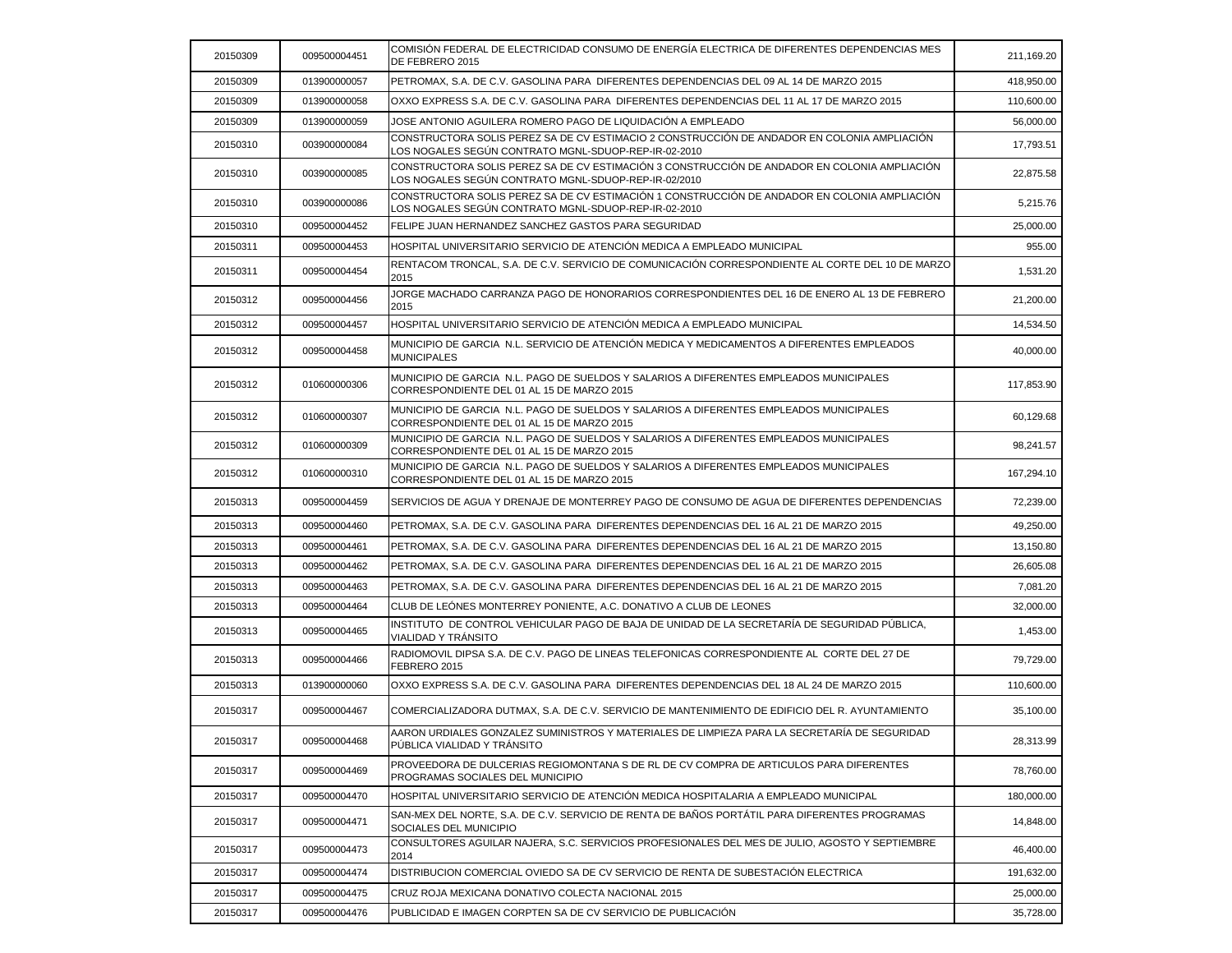| | | | |
|---|---|---|---|
| 20150309 | 009500004451 | COMISIÓN FEDERAL DE ELECTRICIDAD CONSUMO DE ENERGÍA ELECTRICA DE DIFERENTES DEPENDENCIAS MES DE FEBRERO 2015 | 211,169.20 |
| 20150309 | 013900000057 | PETROMAX, S.A. DE C.V. GASOLINA PARA DIFERENTES DEPENDENCIAS DEL 09 AL 14 DE MARZO 2015 | 418,950.00 |
| 20150309 | 013900000058 | OXXO EXPRESS S.A. DE C.V. GASOLINA PARA DIFERENTES DEPENDENCIAS DEL 11 AL 17 DE MARZO 2015 | 110,600.00 |
| 20150309 | 013900000059 | JOSE ANTONIO AGUILERA ROMERO PAGO DE LIQUIDACIÓN A EMPLEADO | 56,000.00 |
| 20150310 | 003900000084 | CONSTRUCTORA SOLIS PEREZ SA DE CV ESTIMACIO 2 CONSTRUCCIÓN DE ANDADOR EN COLONIA AMPLIACIÓN LOS NOGALES SEGÚN CONTRATO MGNL-SDUOP-REP-IR-02-2010 | 17,793.51 |
| 20150310 | 003900000085 | CONSTRUCTORA SOLIS PEREZ SA DE CV ESTIMACIÓN 3 CONSTRUCCIÓN DE ANDADOR EN COLONIA AMPLIACIÓN LOS NOGALES SEGÚN CONTRATO MGNL-SDUOP-REP-IR-02/2010 | 22,875.58 |
| 20150310 | 003900000086 | CONSTRUCTORA SOLIS PEREZ SA DE CV ESTIMACIÓN 1 CONSTRUCCIÓN DE ANDADOR EN COLONIA AMPLIACIÓN LOS NOGALES SEGÚN CONTRATO MGNL-SDUOP-REP-IR-02-2010 | 5,215.76 |
| 20150310 | 009500004452 | FELIPE JUAN HERNANDEZ SANCHEZ GASTOS PARA SEGURIDAD | 25,000.00 |
| 20150311 | 009500004453 | HOSPITAL UNIVERSITARIO SERVICIO DE ATENCIÓN MEDICA A EMPLEADO MUNICIPAL | 955.00 |
| 20150311 | 009500004454 | RENTACOM TRONCAL, S.A. DE C.V. SERVICIO DE COMUNICACIÓN CORRESPONDIENTE AL CORTE DEL 10 DE MARZO 2015 | 1,531.20 |
| 20150312 | 009500004456 | JORGE MACHADO CARRANZA PAGO DE HONORARIOS CORRESPONDIENTES DEL 16 DE ENERO AL 13 DE FEBRERO 2015 | 21,200.00 |
| 20150312 | 009500004457 | HOSPITAL UNIVERSITARIO SERVICIO DE ATENCIÓN MEDICA A EMPLEADO MUNICIPAL | 14,534.50 |
| 20150312 | 009500004458 | MUNICIPIO DE GARCIA N.L. SERVICIO DE ATENCIÓN MEDICA Y MEDICAMENTOS A DIFERENTES EMPLEADOS MUNICIPALES | 40,000.00 |
| 20150312 | 010600000306 | MUNICIPIO DE GARCIA N.L. PAGO DE SUELDOS Y SALARIOS A DIFERENTES EMPLEADOS MUNICIPALES CORRESPONDIENTE DEL 01 AL 15 DE MARZO 2015 | 117,853.90 |
| 20150312 | 010600000307 | MUNICIPIO DE GARCIA N.L. PAGO DE SUELDOS Y SALARIOS A DIFERENTES EMPLEADOS MUNICIPALES CORRESPONDIENTE DEL 01 AL 15 DE MARZO 2015 | 60,129.68 |
| 20150312 | 010600000309 | MUNICIPIO DE GARCIA N.L. PAGO DE SUELDOS Y SALARIOS A DIFERENTES EMPLEADOS MUNICIPALES CORRESPONDIENTE DEL 01 AL 15 DE MARZO 2015 | 98,241.57 |
| 20150312 | 010600000310 | MUNICIPIO DE GARCIA N.L. PAGO DE SUELDOS Y SALARIOS A DIFERENTES EMPLEADOS MUNICIPALES CORRESPONDIENTE DEL 01 AL 15 DE MARZO 2015 | 167,294.10 |
| 20150313 | 009500004459 | SERVICIOS DE AGUA Y DRENAJE DE MONTERREY PAGO DE CONSUMO DE AGUA DE DIFERENTES DEPENDENCIAS | 72,239.00 |
| 20150313 | 009500004460 | PETROMAX, S.A. DE C.V. GASOLINA PARA DIFERENTES DEPENDENCIAS DEL 16 AL 21 DE MARZO 2015 | 49,250.00 |
| 20150313 | 009500004461 | PETROMAX, S.A. DE C.V. GASOLINA PARA DIFERENTES DEPENDENCIAS DEL 16 AL 21 DE MARZO 2015 | 13,150.80 |
| 20150313 | 009500004462 | PETROMAX, S.A. DE C.V. GASOLINA PARA DIFERENTES DEPENDENCIAS DEL 16 AL 21 DE MARZO 2015 | 26,605.08 |
| 20150313 | 009500004463 | PETROMAX, S.A. DE C.V. GASOLINA PARA DIFERENTES DEPENDENCIAS DEL 16 AL 21 DE MARZO 2015 | 7,081.20 |
| 20150313 | 009500004464 | CLUB DE LEÓNES MONTERREY PONIENTE, A.C. DONATIVO A CLUB DE LEONES | 32,000.00 |
| 20150313 | 009500004465 | INSTITUTO DE CONTROL VEHICULAR PAGO DE BAJA DE UNIDAD DE LA SECRETARÍA DE SEGURIDAD PÚBLICA, VIALIDAD Y TRÁNSITO | 1,453.00 |
| 20150313 | 009500004466 | RADIOMOVIL DIPSA S.A. DE C.V. PAGO DE LINEAS TELEFONICAS CORRESPONDIENTE AL CORTE DEL 27 DE FEBRERO 2015 | 79,729.00 |
| 20150313 | 013900000060 | OXXO EXPRESS S.A. DE C.V. GASOLINA PARA DIFERENTES DEPENDENCIAS DEL 18 AL 24 DE MARZO 2015 | 110,600.00 |
| 20150317 | 009500004467 | COMERCIALIZADORA DUTMAX, S.A. DE C.V. SERVICIO DE MANTENIMIENTO DE EDIFICIO DEL R. AYUNTAMIENTO | 35,100.00 |
| 20150317 | 009500004468 | AARON URDIALES GONZALEZ SUMINISTROS Y MATERIALES DE LIMPIEZA PARA LA SECRETARÍA DE SEGURIDAD PÚBLICA VIALIDAD Y TRÁNSITO | 28,313.99 |
| 20150317 | 009500004469 | PROVEEDORA DE DULCERIAS REGIOMONTANA S DE RL DE CV COMPRA DE ARTICULOS PARA DIFERENTES PROGRAMAS SOCIALES DEL MUNICIPIO | 78,760.00 |
| 20150317 | 009500004470 | HOSPITAL UNIVERSITARIO SERVICIO DE ATENCIÓN MEDICA HOSPITALARIA A EMPLEADO MUNICIPAL | 180,000.00 |
| 20150317 | 009500004471 | SAN-MEX DEL NORTE, S.A. DE C.V. SERVICIO DE RENTA DE BAÑOS PORTÁTIL PARA DIFERENTES PROGRAMAS SOCIALES DEL MUNICIPIO | 14,848.00 |
| 20150317 | 009500004473 | CONSULTORES AGUILAR NAJERA, S.C. SERVICIOS PROFESIONALES DEL MES DE JULIO, AGOSTO Y SEPTIEMBRE 2014 | 46,400.00 |
| 20150317 | 009500004474 | DISTRIBUCION COMERCIAL OVIEDO SA DE CV SERVICIO DE RENTA DE SUBESTACIÓN ELECTRICA | 191,632.00 |
| 20150317 | 009500004475 | CRUZ ROJA MEXICANA DONATIVO COLECTA NACIONAL 2015 | 25,000.00 |
| 20150317 | 009500004476 | PUBLICIDAD E IMAGEN CORPTEN SA DE CV SERVICIO DE PUBLICACIÓN | 35,728.00 |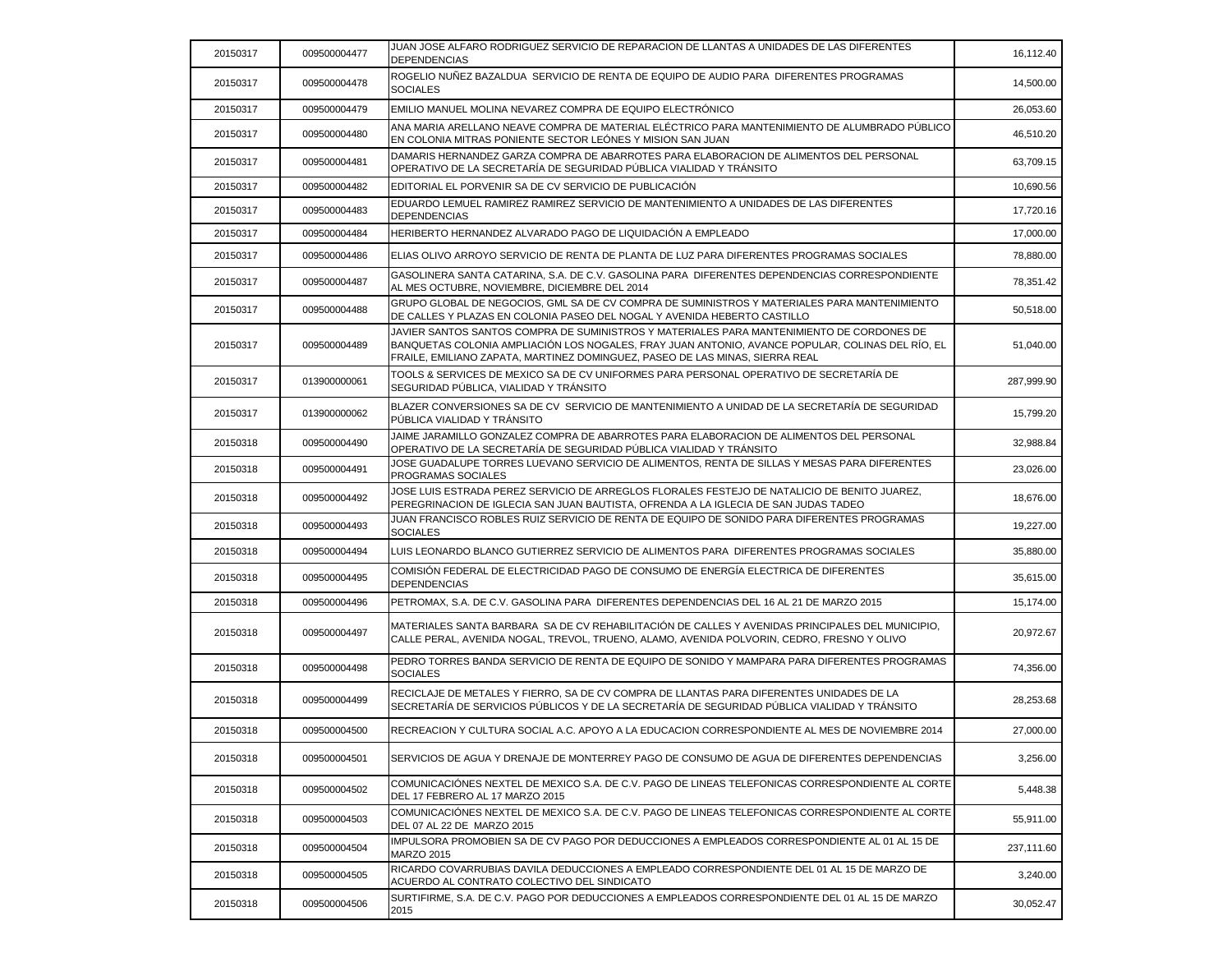| | | | |
|---|---|---|---|
| 20150317 | 009500004477 | JUAN JOSE ALFARO RODRIGUEZ SERVICIO DE REPARACION DE LLANTAS A UNIDADES DE LAS DIFERENTES DEPENDENCIAS | 16,112.40 |
| 20150317 | 009500004478 | ROGELIO NUÑEZ BAZALDUA SERVICIO DE RENTA DE EQUIPO DE AUDIO PARA DIFERENTES PROGRAMAS SOCIALES | 14,500.00 |
| 20150317 | 009500004479 | EMILIO MANUEL MOLINA NEVAREZ COMPRA DE EQUIPO ELECTRÓNICO | 26,053.60 |
| 20150317 | 009500004480 | ANA MARIA ARELLANO NEAVE COMPRA DE MATERIAL ELÉCTRICO PARA MANTENIMIENTO DE ALUMBRADO PÚBLICO EN COLONIA MITRAS PONIENTE SECTOR LEÓNES Y MISION SAN JUAN | 46,510.20 |
| 20150317 | 009500004481 | DAMARIS HERNANDEZ GARZA COMPRA DE ABARROTES PARA ELABORACION DE ALIMENTOS DEL PERSONAL OPERATIVO DE LA SECRETARÍA DE SEGURIDAD PÚBLICA VIALIDAD Y TRÁNSITO | 63,709.15 |
| 20150317 | 009500004482 | EDITORIAL EL PORVENIR SA DE CV SERVICIO DE PUBLICACIÓN | 10,690.56 |
| 20150317 | 009500004483 | EDUARDO LEMUEL RAMIREZ RAMIREZ SERVICIO DE MANTENIMIENTO A UNIDADES DE LAS DIFERENTES DEPENDENCIAS | 17,720.16 |
| 20150317 | 009500004484 | HERIBERTO HERNANDEZ ALVARADO PAGO DE LIQUIDACIÓN A EMPLEADO | 17,000.00 |
| 20150317 | 009500004486 | ELIAS OLIVO ARROYO SERVICIO DE RENTA DE PLANTA DE LUZ PARA DIFERENTES PROGRAMAS SOCIALES | 78,880.00 |
| 20150317 | 009500004487 | GASOLINERA SANTA CATARINA, S.A. DE C.V. GASOLINA PARA DIFERENTES DEPENDENCIAS CORRESPONDIENTE AL MES OCTUBRE, NOVIEMBRE, DICIEMBRE DEL 2014 | 78,351.42 |
| 20150317 | 009500004488 | GRUPO GLOBAL DE NEGOCIOS, GML SA DE CV COMPRA DE SUMINISTROS Y MATERIALES PARA MANTENIMIENTO DE CALLES Y PLAZAS EN COLONIA PASEO DEL NOGAL Y AVENIDA HEBERTO CASTILLO | 50,518.00 |
| 20150317 | 009500004489 | JAVIER SANTOS SANTOS COMPRA DE SUMINISTROS Y MATERIALES PARA MANTENIMIENTO DE CORDONES DE BANQUETAS COLONIA AMPLIACIÓN LOS NOGALES, FRAY JUAN ANTONIO, AVANCE POPULAR, COLINAS DEL RÍO, EL FRAILE, EMILIANO ZAPATA, MARTINEZ DOMINGUEZ, PASEO DE LAS MINAS, SIERRA REAL | 51,040.00 |
| 20150317 | 013900000061 | TOOLS & SERVICES DE MEXICO SA DE CV UNIFORMES PARA PERSONAL OPERATIVO DE SECRETARÍA DE SEGURIDAD PÚBLICA, VIALIDAD Y TRÁNSITO | 287,999.90 |
| 20150317 | 013900000062 | BLAZER CONVERSIONES SA DE CV SERVICIO DE MANTENIMIENTO A UNIDAD DE LA SECRETARÍA DE SEGURIDAD PÚBLICA VIALIDAD Y TRÁNSITO | 15,799.20 |
| 20150318 | 009500004490 | JAIME JARAMILLO GONZALEZ COMPRA DE ABARROTES PARA ELABORACION DE ALIMENTOS DEL PERSONAL OPERATIVO DE LA SECRETARÍA DE SEGURIDAD PÚBLICA VIALIDAD Y TRÁNSITO | 32,988.84 |
| 20150318 | 009500004491 | JOSE GUADALUPE TORRES LUEVANO SERVICIO DE ALIMENTOS, RENTA DE SILLAS Y MESAS PARA DIFERENTES PROGRAMAS SOCIALES | 23,026.00 |
| 20150318 | 009500004492 | JOSE LUIS ESTRADA PEREZ SERVICIO DE ARREGLOS FLORALES FESTEJO DE NATALICIO DE BENITO JUAREZ, PEREGRINACION DE IGLECIA SAN JUAN BAUTISTA, OFRENDA A LA IGLECIA DE SAN JUDAS TADEO | 18,676.00 |
| 20150318 | 009500004493 | JUAN FRANCISCO ROBLES RUIZ SERVICIO DE RENTA DE EQUIPO DE SONIDO PARA DIFERENTES PROGRAMAS SOCIALES | 19,227.00 |
| 20150318 | 009500004494 | LUIS LEONARDO BLANCO GUTIERREZ SERVICIO DE ALIMENTOS PARA DIFERENTES PROGRAMAS SOCIALES | 35,880.00 |
| 20150318 | 009500004495 | COMISIÓN FEDERAL DE ELECTRICIDAD PAGO DE CONSUMO DE ENERGÍA ELECTRICA DE DIFERENTES DEPENDENCIAS | 35,615.00 |
| 20150318 | 009500004496 | PETROMAX, S.A. DE C.V. GASOLINA PARA DIFERENTES DEPENDENCIAS DEL 16 AL 21 DE MARZO 2015 | 15,174.00 |
| 20150318 | 009500004497 | MATERIALES SANTA BARBARA SA DE CV REHABILITACIÓN DE CALLES Y AVENIDAS PRINCIPALES DEL MUNICIPIO, CALLE PERAL, AVENIDA NOGAL, TREVOL, TRUENO, ALAMO, AVENIDA POLVORIN, CEDRO, FRESNO Y OLIVO | 20,972.67 |
| 20150318 | 009500004498 | PEDRO TORRES BANDA SERVICIO DE RENTA DE EQUIPO DE SONIDO Y MAMPARA PARA DIFERENTES PROGRAMAS SOCIALES | 74,356.00 |
| 20150318 | 009500004499 | RECICLAJE DE METALES Y FIERRO, SA DE CV COMPRA DE LLANTAS PARA DIFERENTES UNIDADES DE LA SECRETARÍA DE SERVICIOS PÚBLICOS Y DE LA SECRETARÍA DE SEGURIDAD PÚBLICA VIALIDAD Y TRÁNSITO | 28,253.68 |
| 20150318 | 009500004500 | RECREACION Y CULTURA SOCIAL A.C. APOYO A LA EDUCACION CORRESPONDIENTE AL MES DE NOVIEMBRE 2014 | 27,000.00 |
| 20150318 | 009500004501 | SERVICIOS DE AGUA Y DRENAJE DE MONTERREY PAGO DE CONSUMO DE AGUA DE DIFERENTES DEPENDENCIAS | 3,256.00 |
| 20150318 | 009500004502 | COMUNICACIÓNES NEXTEL DE MEXICO S.A. DE C.V. PAGO DE LINEAS TELEFONICAS CORRESPONDIENTE AL CORTE DEL 17 FEBRERO AL 17 MARZO 2015 | 5,448.38 |
| 20150318 | 009500004503 | COMUNICACIÓNES NEXTEL DE MEXICO S.A. DE C.V. PAGO DE LINEAS TELEFONICAS CORRESPONDIENTE AL CORTE DEL 07 AL 22 DE MARZO 2015 | 55,911.00 |
| 20150318 | 009500004504 | IMPULSORA PROMOBIEN SA DE CV PAGO POR DEDUCCIONES A EMPLEADOS CORRESPONDIENTE AL 01 AL 15 DE MARZO 2015 | 237,111.60 |
| 20150318 | 009500004505 | RICARDO COVARRUBIAS DAVILA DEDUCCIONES A EMPLEADO CORRESPONDIENTE DEL 01 AL 15 DE MARZO DE ACUERDO AL CONTRATO COLECTIVO DEL SINDICATO | 3,240.00 |
| 20150318 | 009500004506 | SURTIFIRME, S.A. DE C.V. PAGO POR DEDUCCIONES A EMPLEADOS CORRESPONDIENTE DEL 01 AL 15 DE MARZO 2015 | 30,052.47 |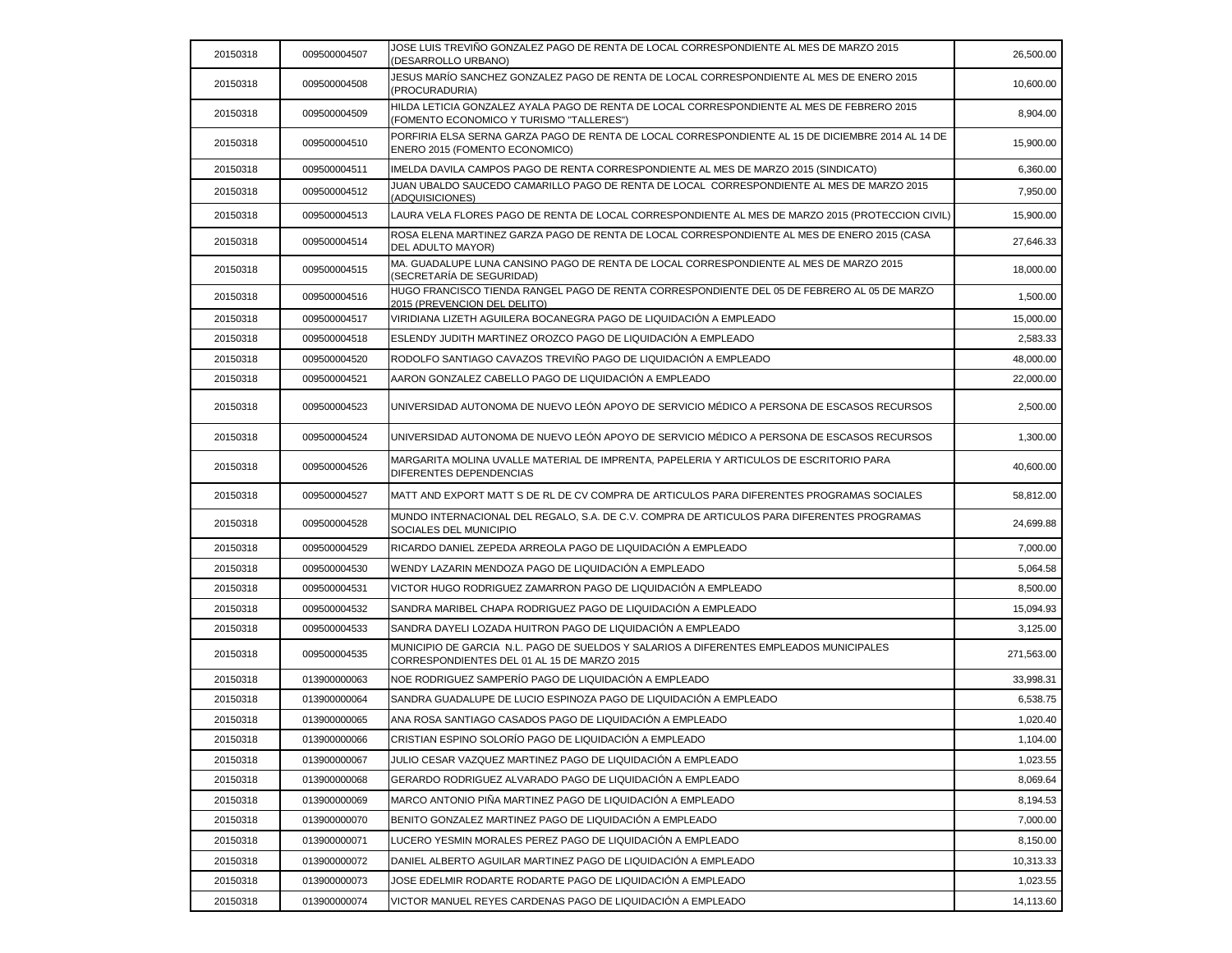| 20150318 | 009500004507 | JOSE LUIS TREVIÑO GONZALEZ PAGO DE RENTA DE LOCAL CORRESPONDIENTE AL MES DE MARZO 2015 (DESARROLLO URBANO) | 26,500.00 |
|---|---|---|---|
| 20150318 | 009500004508 | JESUS MARÍO SANCHEZ GONZALEZ PAGO DE RENTA DE LOCAL CORRESPONDIENTE AL MES DE ENERO 2015 (PROCURADURIA) | 10,600.00 |
| 20150318 | 009500004509 | HILDA LETICIA GONZALEZ AYALA PAGO DE RENTA DE LOCAL CORRESPONDIENTE AL MES DE FEBRERO 2015 (FOMENTO ECONOMICO Y TURISMO "TALLERES") | 8,904.00 |
| 20150318 | 009500004510 | PORFIRIA ELSA SERNA GARZA PAGO DE RENTA DE LOCAL CORRESPONDIENTE AL 15 DE DICIEMBRE 2014 AL 14 DE ENERO 2015 (FOMENTO ECONOMICO) | 15,900.00 |
| 20150318 | 009500004511 | IMELDA DAVILA CAMPOS PAGO DE RENTA CORRESPONDIENTE AL MES DE MARZO 2015 (SINDICATO) | 6,360.00 |
| 20150318 | 009500004512 | JUAN UBALDO SAUCEDO CAMARILLO PAGO DE RENTA DE LOCAL CORRESPONDIENTE AL MES DE MARZO 2015 (ADQUISICIONES) | 7,950.00 |
| 20150318 | 009500004513 | LAURA VELA FLORES PAGO DE RENTA DE LOCAL CORRESPONDIENTE AL MES DE MARZO 2015 (PROTECCION CIVIL) | 15,900.00 |
| 20150318 | 009500004514 | ROSA ELENA MARTINEZ GARZA PAGO DE RENTA DE LOCAL CORRESPONDIENTE AL MES DE ENERO 2015 (CASA DEL ADULTO MAYOR) | 27,646.33 |
| 20150318 | 009500004515 | MA. GUADALUPE LUNA CANSINO PAGO DE RENTA DE LOCAL CORRESPONDIENTE AL MES DE MARZO 2015 (SECRETARÍA DE SEGURIDAD) | 18,000.00 |
| 20150318 | 009500004516 | HUGO FRANCISCO TIENDA RANGEL PAGO DE RENTA CORRESPONDIENTE DEL 05 DE FEBRERO AL 05 DE MARZO 2015 (PREVENCION DEL DELITO) | 1,500.00 |
| 20150318 | 009500004517 | VIRIDIANA LIZETH AGUILERA BOCANEGRA PAGO DE LIQUIDACIÓN A EMPLEADO | 15,000.00 |
| 20150318 | 009500004518 | ESLENDY JUDITH MARTINEZ OROZCO PAGO DE LIQUIDACIÓN A EMPLEADO | 2,583.33 |
| 20150318 | 009500004520 | RODOLFO SANTIAGO CAVAZOS TREVIÑO PAGO DE LIQUIDACIÓN A EMPLEADO | 48,000.00 |
| 20150318 | 009500004521 | AARON GONZALEZ CABELLO PAGO DE LIQUIDACIÓN A EMPLEADO | 22,000.00 |
| 20150318 | 009500004523 | UNIVERSIDAD AUTONOMA DE NUEVO LEÓN APOYO DE SERVICIO MÉDICO A PERSONA DE ESCASOS RECURSOS | 2,500.00 |
| 20150318 | 009500004524 | UNIVERSIDAD AUTONOMA DE NUEVO LEÓN APOYO DE SERVICIO MÉDICO A PERSONA DE ESCASOS RECURSOS | 1,300.00 |
| 20150318 | 009500004526 | MARGARITA MOLINA UVALLE MATERIAL DE IMPRENTA, PAPELERIA Y ARTICULOS DE ESCRITORIO PARA DIFERENTES DEPENDENCIAS | 40,600.00 |
| 20150318 | 009500004527 | MATT AND EXPORT MATT S DE RL DE CV COMPRA DE ARTICULOS PARA DIFERENTES PROGRAMAS SOCIALES | 58,812.00 |
| 20150318 | 009500004528 | MUNDO INTERNACIONAL DEL REGALO, S.A. DE C.V. COMPRA DE ARTICULOS PARA DIFERENTES PROGRAMAS SOCIALES DEL MUNICIPIO | 24,699.88 |
| 20150318 | 009500004529 | RICARDO DANIEL ZEPEDA ARREOLA PAGO DE LIQUIDACIÓN A EMPLEADO | 7,000.00 |
| 20150318 | 009500004530 | WENDY LAZARIN MENDOZA PAGO DE LIQUIDACIÓN A EMPLEADO | 5,064.58 |
| 20150318 | 009500004531 | VICTOR HUGO RODRIGUEZ ZAMARRON PAGO DE LIQUIDACIÓN A EMPLEADO | 8,500.00 |
| 20150318 | 009500004532 | SANDRA MARIBEL CHAPA RODRIGUEZ PAGO DE LIQUIDACIÓN A EMPLEADO | 15,094.93 |
| 20150318 | 009500004533 | SANDRA DAYELI LOZADA HUITRON PAGO DE LIQUIDACIÓN A EMPLEADO | 3,125.00 |
| 20150318 | 009500004535 | MUNICIPIO DE GARCIA N.L. PAGO DE SUELDOS Y SALARIOS A DIFERENTES EMPLEADOS MUNICIPALES CORRESPONDIENTES DEL 01 AL 15 DE MARZO 2015 | 271,563.00 |
| 20150318 | 013900000063 | NOE RODRIGUEZ SAMPERÍO PAGO DE LIQUIDACIÓN A EMPLEADO | 33,998.31 |
| 20150318 | 013900000064 | SANDRA GUADALUPE DE LUCIO ESPINOZA PAGO DE LIQUIDACIÓN A EMPLEADO | 6,538.75 |
| 20150318 | 013900000065 | ANA ROSA SANTIAGO CASADOS PAGO DE LIQUIDACIÓN A EMPLEADO | 1,020.40 |
| 20150318 | 013900000066 | CRISTIAN ESPINO SOLORÍO PAGO DE LIQUIDACIÓN A EMPLEADO | 1,104.00 |
| 20150318 | 013900000067 | JULIO CESAR VAZQUEZ MARTINEZ PAGO DE LIQUIDACIÓN A EMPLEADO | 1,023.55 |
| 20150318 | 013900000068 | GERARDO RODRIGUEZ ALVARADO PAGO DE LIQUIDACIÓN A EMPLEADO | 8,069.64 |
| 20150318 | 013900000069 | MARCO ANTONIO PIÑA MARTINEZ PAGO DE LIQUIDACIÓN A EMPLEADO | 8,194.53 |
| 20150318 | 013900000070 | BENITO GONZALEZ MARTINEZ PAGO DE LIQUIDACIÓN A EMPLEADO | 7,000.00 |
| 20150318 | 013900000071 | LUCERO YESMIN MORALES PEREZ PAGO DE LIQUIDACIÓN A EMPLEADO | 8,150.00 |
| 20150318 | 013900000072 | DANIEL ALBERTO AGUILAR MARTINEZ PAGO DE LIQUIDACIÓN A EMPLEADO | 10,313.33 |
| 20150318 | 013900000073 | JOSE EDELMIR RODARTE RODARTE PAGO DE LIQUIDACIÓN A EMPLEADO | 1,023.55 |
| 20150318 | 013900000074 | VICTOR MANUEL REYES CARDENAS PAGO DE LIQUIDACIÓN A EMPLEADO | 14,113.60 |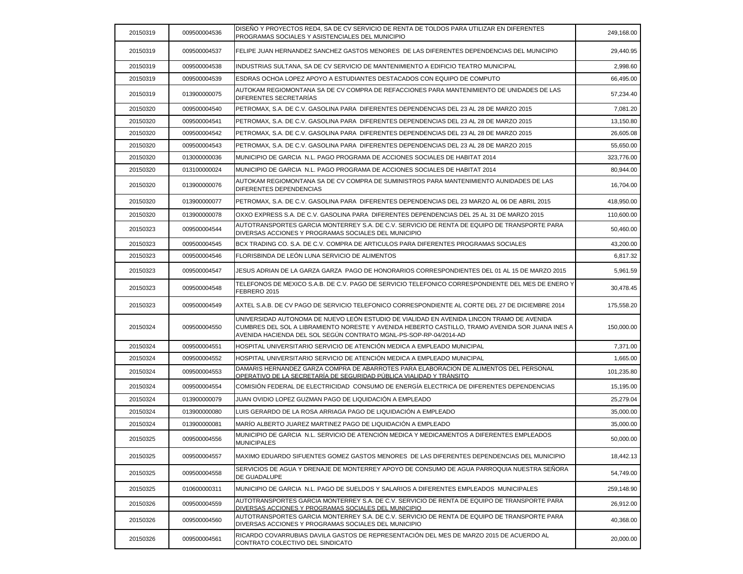| | | | |
|---|---|---|---|
| 20150319 | 009500004536 | DISEÑO Y PROYECTOS RED4, SA DE CV SERVICIO DE RENTA DE TOLDOS PARA UTILIZAR EN DIFERENTES PROGRAMAS SOCIALES Y ASISTENCIALES DEL MUNICIPIO | 249,168.00 |
| 20150319 | 009500004537 | FELIPE JUAN HERNANDEZ SANCHEZ GASTOS MENORES DE LAS DIFERENTES DEPENDENCIAS DEL MUNICIPIO | 29,440.95 |
| 20150319 | 009500004538 | INDUSTRIAS SULTANA, SA DE CV SERVICIO DE MANTENIMIENTO A EDIFICIO TEATRO MUNICIPAL | 2,998.60 |
| 20150319 | 009500004539 | ESDRAS OCHOA LOPEZ APOYO A ESTUDIANTES DESTACADOS CON EQUIPO DE COMPUTO | 66,495.00 |
| 20150319 | 013900000075 | AUTOKAM REGIOMONTANA SA DE CV COMPRA DE REFACCIONES PARA MANTENIMIENTO DE UNIDADES DE LAS DIFERENTES SECRETARÍAS | 57,234.40 |
| 20150320 | 009500004540 | PETROMAX, S.A. DE C.V. GASOLINA PARA DIFERENTES DEPENDENCIAS DEL 23 AL 28 DE MARZO 2015 | 7,081.20 |
| 20150320 | 009500004541 | PETROMAX, S.A. DE C.V. GASOLINA PARA DIFERENTES DEPENDENCIAS DEL 23 AL 28 DE MARZO 2015 | 13,150.80 |
| 20150320 | 009500004542 | PETROMAX, S.A. DE C.V. GASOLINA PARA DIFERENTES DEPENDENCIAS DEL 23 AL 28 DE MARZO 2015 | 26,605.08 |
| 20150320 | 009500004543 | PETROMAX, S.A. DE C.V. GASOLINA PARA DIFERENTES DEPENDENCIAS DEL 23 AL 28 DE MARZO 2015 | 55,650.00 |
| 20150320 | 013000000036 | MUNICIPIO DE GARCIA N.L. PAGO PROGRAMA DE ACCIONES SOCIALES DE HABITAT 2014 | 323,776.00 |
| 20150320 | 013100000024 | MUNICIPIO DE GARCIA N.L. PAGO PROGRAMA DE ACCIONES SOCIALES DE HABITAT 2014 | 80,944.00 |
| 20150320 | 013900000076 | AUTOKAM REGIOMONTANA SA DE CV COMPRA DE SUMINISTROS PARA MANTENIMIENTO AUNIDADES DE LAS DIFERENTES DEPENDENCIAS | 16,704.00 |
| 20150320 | 013900000077 | PETROMAX, S.A. DE C.V. GASOLINA PARA DIFERENTES DEPENDENCIAS DEL 23 MARZO AL 06 DE ABRIL 2015 | 418,950.00 |
| 20150320 | 013900000078 | OXXO EXPRESS S.A. DE C.V. GASOLINA PARA DIFERENTES DEPENDENCIAS DEL 25 AL 31 DE MARZO 2015 | 110,600.00 |
| 20150323 | 009500004544 | AUTOTRANSPORTES GARCIA MONTERREY S.A. DE C.V. SERVICIO DE RENTA DE EQUIPO DE TRANSPORTE PARA DIVERSAS ACCIONES Y PROGRAMAS SOCIALES DEL MUNICIPIO | 50,460.00 |
| 20150323 | 009500004545 | BCX TRADING CO. S.A. DE C.V. COMPRA DE ARTICULOS PARA DIFERENTES PROGRAMAS SOCIALES | 43,200.00 |
| 20150323 | 009500004546 | FLORISBINDA DE LEÓN LUNA SERVICIO DE ALIMENTOS | 6,817.32 |
| 20150323 | 009500004547 | JESUS ADRIAN DE LA GARZA GARZA PAGO DE HONORARIOS CORRESPONDIENTES DEL 01 AL 15 DE MARZO 2015 | 5,961.59 |
| 20150323 | 009500004548 | TELEFONOS DE MEXICO S.A.B. DE C.V. PAGO DE SERVICIO TELEFONICO CORRESPONDIENTE DEL MES DE ENERO Y FEBRERO 2015 | 30,478.45 |
| 20150323 | 009500004549 | AXTEL S.A.B. DE CV PAGO DE SERVICIO TELEFONICO CORRESPONDIENTE AL CORTE DEL 27 DE DICIEMBRE 2014 | 175,558.20 |
| 20150324 | 009500004550 | UNIVERSIDAD AUTONOMA DE NUEVO LEÓN ESTUDIO DE VIALIDAD EN AVENIDA LINCON TRAMO DE AVENIDA CUMBRES DEL SOL A LIBRAMIENTO NORESTE Y AVENIDA HEBERTO CASTILLO, TRAMO AVENIDA SOR JUANA INES A AVENIDA HACIENDA DEL SOL SEGÚN CONTRATO MGNL-PS-SOP-RP-04/2014-AD | 150,000.00 |
| 20150324 | 009500004551 | HOSPITAL UNIVERSITARIO SERVICIO DE ATENCIÓN MEDICA A EMPLEADO MUNICIPAL | 7,371.00 |
| 20150324 | 009500004552 | HOSPITAL UNIVERSITARIO SERVICIO DE ATENCIÓN MEDICA A EMPLEADO MUNICIPAL | 1,665.00 |
| 20150324 | 009500004553 | DAMARIS HERNANDEZ GARZA COMPRA DE ABARROTES PARA ELABORACION DE ALIMENTOS DEL PERSONAL OPERATIVO DE LA SECRETARÍA DE SEGURIDAD PÚBLICA VIALIDAD Y TRÁNSITO | 101,235.80 |
| 20150324 | 009500004554 | COMISIÓN FEDERAL DE ELECTRICIDAD CONSUMO DE ENERGÍA ELECTRICA DE DIFERENTES DEPENDENCIAS | 15,195.00 |
| 20150324 | 013900000079 | JUAN OVIDIO LOPEZ GUZMAN PAGO DE LIQUIDACIÓN A EMPLEADO | 25,279.04 |
| 20150324 | 013900000080 | LUIS GERARDO DE LA ROSA ARRIAGA PAGO DE LIQUIDACIÓN A EMPLEADO | 35,000.00 |
| 20150324 | 013900000081 | MARÍO ALBERTO JUAREZ MARTINEZ PAGO DE LIQUIDACIÓN A EMPLEADO | 35,000.00 |
| 20150325 | 009500004556 | MUNICIPIO DE GARCIA N.L. SERVICIO DE ATENCIÓN MEDICA Y MEDICAMENTOS A DIFERENTES EMPLEADOS MUNICIPALES | 50,000.00 |
| 20150325 | 009500004557 | MAXIMO EDUARDO SIFUENTES GOMEZ GASTOS MENORES DE LAS DIFERENTES DEPENDENCIAS DEL MUNICIPIO | 18,442.13 |
| 20150325 | 009500004558 | SERVICIOS DE AGUA Y DRENAJE DE MONTERREY APOYO DE CONSUMO DE AGUA PARROQUIA NUESTRA SEÑORA DE GUADALUPE | 54,749.00 |
| 20150325 | 010600000311 | MUNICIPIO DE GARCIA N.L. PAGO DE SUELDOS Y SALARIOS A DIFERENTES EMPLEADOS MUNICIPALES | 259,148.90 |
| 20150326 | 009500004559 | AUTOTRANSPORTES GARCIA MONTERREY S.A. DE C.V. SERVICIO DE RENTA DE EQUIPO DE TRANSPORTE PARA DIVERSAS ACCIONES Y PROGRAMAS SOCIALES DEL MUNICIPIO | 26,912.00 |
| 20150326 | 009500004560 | AUTOTRANSPORTES GARCIA MONTERREY S.A. DE C.V. SERVICIO DE RENTA DE EQUIPO DE TRANSPORTE PARA DIVERSAS ACCIONES Y PROGRAMAS SOCIALES DEL MUNICIPIO | 40,368.00 |
| 20150326 | 009500004561 | RICARDO COVARRUBIAS DAVILA GASTOS DE REPRESENTACIÓN DEL MES DE MARZO 2015 DE ACUERDO AL CONTRATO COLECTIVO DEL SINDICATO | 20,000.00 |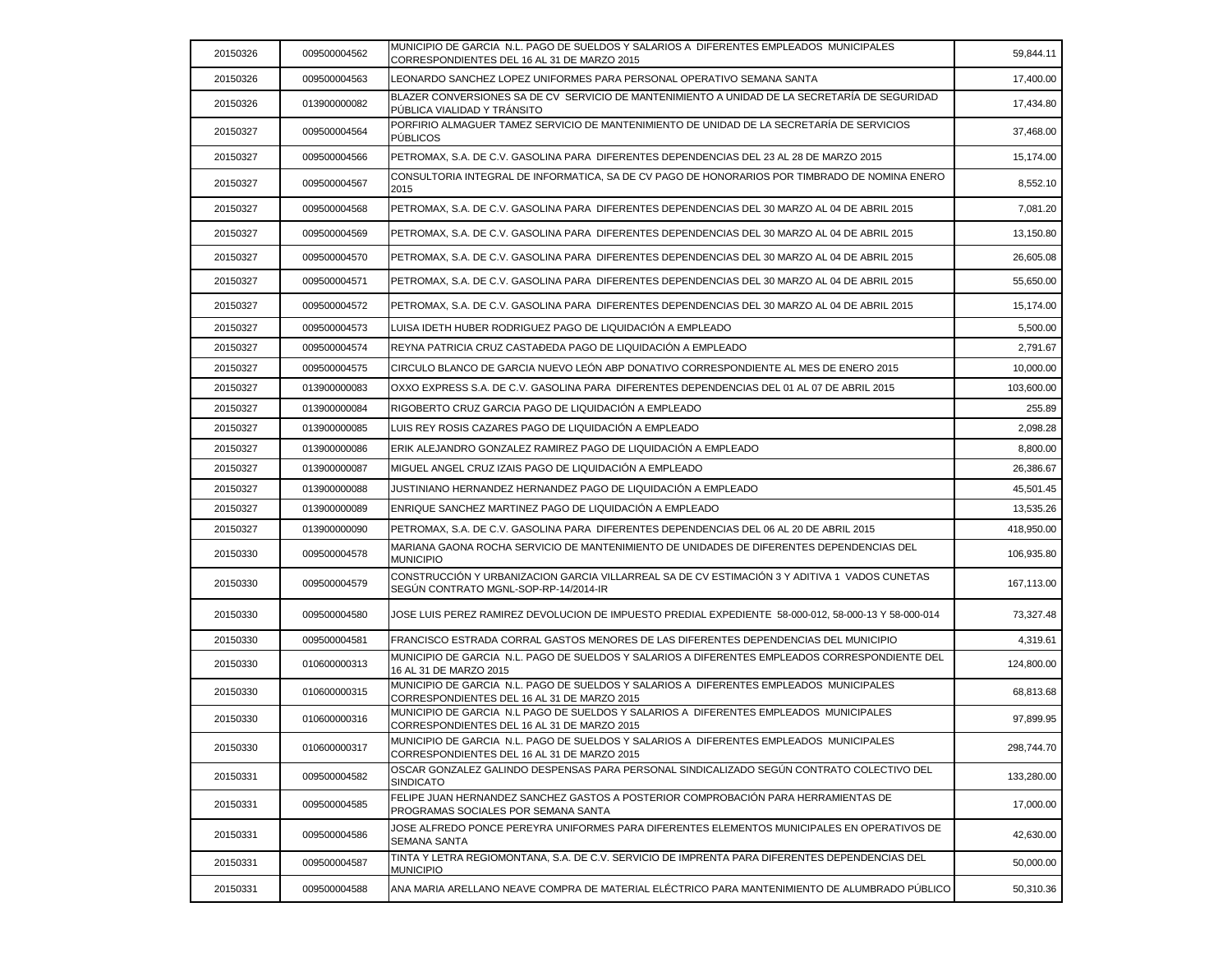| | | | |
|---|---|---|---|
| 20150326 | 009500004562 | MUNICIPIO DE GARCIA N.L. PAGO DE SUELDOS Y SALARIOS A DIFERENTES EMPLEADOS MUNICIPALES CORRESPONDIENTES DEL 16 AL 31 DE MARZO 2015 | 59,844.11 |
| 20150326 | 009500004563 | LEONARDO SANCHEZ LOPEZ UNIFORMES PARA PERSONAL OPERATIVO SEMANA SANTA | 17,400.00 |
| 20150326 | 013900000082 | BLAZER CONVERSIONES SA DE CV SERVICIO DE MANTENIMIENTO A UNIDAD DE LA SECRETARÍA DE SEGURIDAD PÚBLICA VIALIDAD Y TRÁNSITO | 17,434.80 |
| 20150327 | 009500004564 | PORFIRIO ALMAGUER TAMEZ SERVICIO DE MANTENIMIENTO DE UNIDAD DE LA SECRETARÍA DE SERVICIOS PÚBLICOS | 37,468.00 |
| 20150327 | 009500004566 | PETROMAX, S.A. DE C.V. GASOLINA PARA DIFERENTES DEPENDENCIAS DEL 23 AL 28 DE MARZO 2015 | 15,174.00 |
| 20150327 | 009500004567 | CONSULTORIA INTEGRAL DE INFORMATICA, SA DE CV PAGO DE HONORARIOS POR TIMBRADO DE NOMINA ENERO 2015 | 8,552.10 |
| 20150327 | 009500004568 | PETROMAX, S.A. DE C.V. GASOLINA PARA DIFERENTES DEPENDENCIAS DEL 30 MARZO AL 04 DE ABRIL 2015 | 7,081.20 |
| 20150327 | 009500004569 | PETROMAX, S.A. DE C.V. GASOLINA PARA DIFERENTES DEPENDENCIAS DEL 30 MARZO AL 04 DE ABRIL 2015 | 13,150.80 |
| 20150327 | 009500004570 | PETROMAX, S.A. DE C.V. GASOLINA PARA DIFERENTES DEPENDENCIAS DEL 30 MARZO AL 04 DE ABRIL 2015 | 26,605.08 |
| 20150327 | 009500004571 | PETROMAX, S.A. DE C.V. GASOLINA PARA DIFERENTES DEPENDENCIAS DEL 30 MARZO AL 04 DE ABRIL 2015 | 55,650.00 |
| 20150327 | 009500004572 | PETROMAX, S.A. DE C.V. GASOLINA PARA DIFERENTES DEPENDENCIAS DEL 30 MARZO AL 04 DE ABRIL 2015 | 15,174.00 |
| 20150327 | 009500004573 | LUISA IDETH HUBER RODRIGUEZ PAGO DE LIQUIDACIÓN A EMPLEADO | 5,500.00 |
| 20150327 | 009500004574 | REYNA PATRICIA CRUZ CASTAÐEDA PAGO DE LIQUIDACIÓN A EMPLEADO | 2,791.67 |
| 20150327 | 009500004575 | CIRCULO BLANCO DE GARCIA NUEVO LEÓN ABP DONATIVO CORRESPONDIENTE AL MES DE ENERO 2015 | 10,000.00 |
| 20150327 | 013900000083 | OXXO EXPRESS S.A. DE C.V. GASOLINA PARA DIFERENTES DEPENDENCIAS DEL 01 AL 07 DE ABRIL 2015 | 103,600.00 |
| 20150327 | 013900000084 | RIGOBERTO CRUZ GARCIA PAGO DE LIQUIDACIÓN A EMPLEADO | 255.89 |
| 20150327 | 013900000085 | LUIS REY ROSIS CAZARES PAGO DE LIQUIDACIÓN A EMPLEADO | 2,098.28 |
| 20150327 | 013900000086 | ERIK ALEJANDRO GONZALEZ RAMIREZ PAGO DE LIQUIDACIÓN A EMPLEADO | 8,800.00 |
| 20150327 | 013900000087 | MIGUEL ANGEL CRUZ IZAIS PAGO DE LIQUIDACIÓN A EMPLEADO | 26,386.67 |
| 20150327 | 013900000088 | JUSTINIANO HERNANDEZ HERNANDEZ PAGO DE LIQUIDACIÓN A EMPLEADO | 45,501.45 |
| 20150327 | 013900000089 | ENRIQUE SANCHEZ MARTINEZ PAGO DE LIQUIDACIÓN A EMPLEADO | 13,535.26 |
| 20150327 | 013900000090 | PETROMAX, S.A. DE C.V. GASOLINA PARA DIFERENTES DEPENDENCIAS DEL 06 AL 20 DE ABRIL 2015 | 418,950.00 |
| 20150330 | 009500004578 | MARIANA GAONA ROCHA SERVICIO DE MANTENIMIENTO DE UNIDADES DE DIFERENTES DEPENDENCIAS DEL MUNICIPIO | 106,935.80 |
| 20150330 | 009500004579 | CONSTRUCCIÓN Y URBANIZACION GARCIA VILLARREAL SA DE CV ESTIMACIÓN 3 Y ADITIVA 1 VADOS CUNETAS SEGÚN CONTRATO MGNL-SOP-RP-14/2014-IR | 167,113.00 |
| 20150330 | 009500004580 | JOSE LUIS PEREZ RAMIREZ DEVOLUCION DE IMPUESTO PREDIAL EXPEDIENTE 58-000-012, 58-000-13 Y 58-000-014 | 73,327.48 |
| 20150330 | 009500004581 | FRANCISCO ESTRADA CORRAL GASTOS MENORES DE LAS DIFERENTES DEPENDENCIAS DEL MUNICIPIO | 4,319.61 |
| 20150330 | 010600000313 | MUNICIPIO DE GARCIA N.L. PAGO DE SUELDOS Y SALARIOS A DIFERENTES EMPLEADOS CORRESPONDIENTE DEL 16 AL 31 DE MARZO 2015 | 124,800.00 |
| 20150330 | 010600000315 | MUNICIPIO DE GARCIA N.L. PAGO DE SUELDOS Y SALARIOS A DIFERENTES EMPLEADOS MUNICIPALES CORRESPONDIENTES DEL 16 AL 31 DE MARZO 2015 | 68,813.68 |
| 20150330 | 010600000316 | MUNICIPIO DE GARCIA N.L PAGO DE SUELDOS Y SALARIOS A DIFERENTES EMPLEADOS MUNICIPALES CORRESPONDIENTES DEL 16 AL 31 DE MARZO 2015 | 97,899.95 |
| 20150330 | 010600000317 | MUNICIPIO DE GARCIA N.L. PAGO DE SUELDOS Y SALARIOS A DIFERENTES EMPLEADOS MUNICIPALES CORRESPONDIENTES DEL 16 AL 31 DE MARZO 2015 | 298,744.70 |
| 20150331 | 009500004582 | OSCAR GONZALEZ GALINDO DESPENSAS PARA PERSONAL SINDICALIZADO SEGÚN CONTRATO COLECTIVO DEL SINDICATO | 133,280.00 |
| 20150331 | 009500004585 | FELIPE JUAN HERNANDEZ SANCHEZ GASTOS A POSTERIOR COMPROBACIÓN PARA HERRAMIENTAS DE PROGRAMAS SOCIALES POR SEMANA SANTA | 17,000.00 |
| 20150331 | 009500004586 | JOSE ALFREDO PONCE PEREYRA UNIFORMES PARA DIFERENTES ELEMENTOS MUNICIPALES EN OPERATIVOS DE SEMANA SANTA | 42,630.00 |
| 20150331 | 009500004587 | TINTA Y LETRA REGIOMONTANA, S.A. DE C.V. SERVICIO DE IMPRENTA PARA DIFERENTES DEPENDENCIAS DEL MUNICIPIO | 50,000.00 |
| 20150331 | 009500004588 | ANA MARIA ARELLANO NEAVE COMPRA DE MATERIAL ELÉCTRICO PARA MANTENIMIENTO DE ALUMBRADO PÚBLICO | 50,310.36 |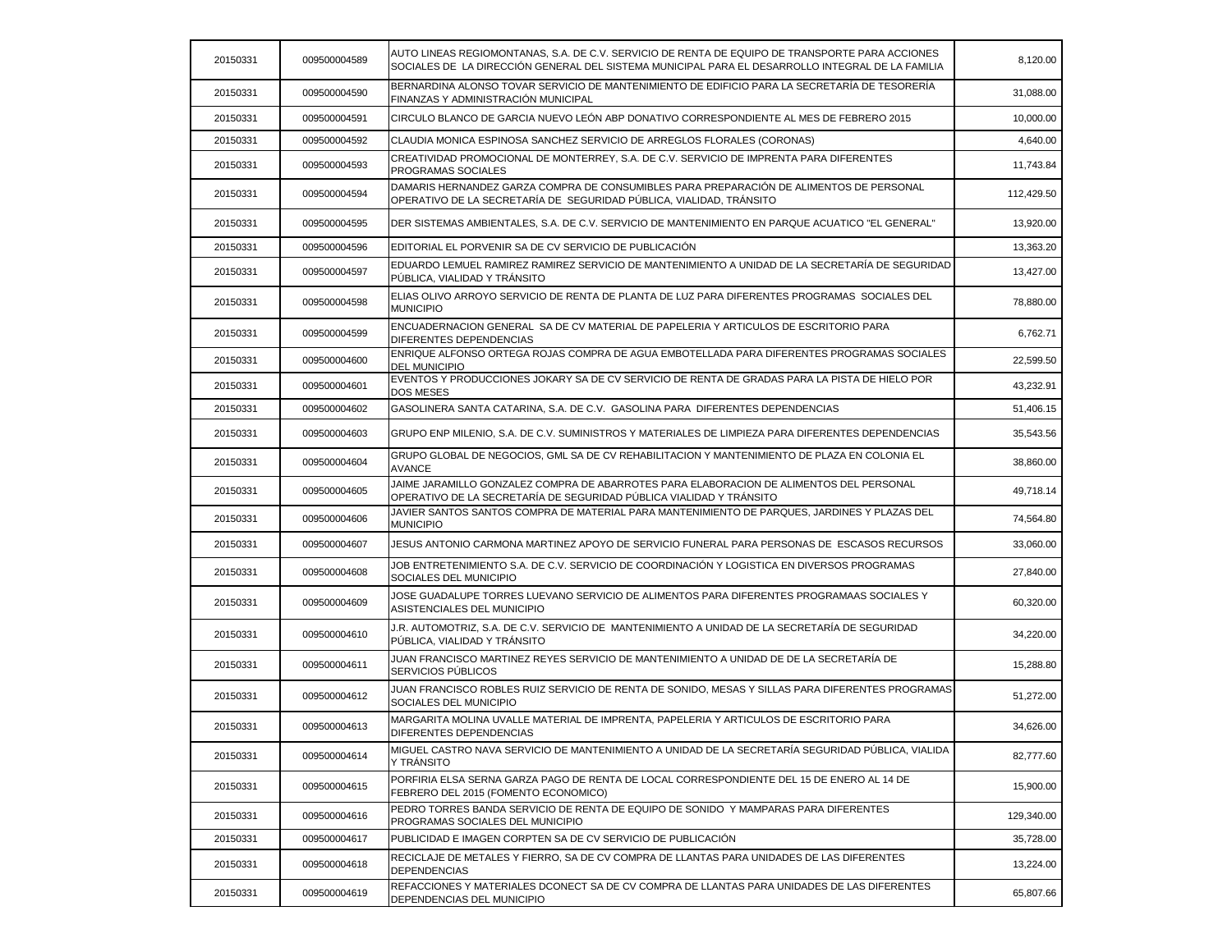| | | | |
|---|---|---|---|
| 20150331 | 009500004589 | AUTO LINEAS REGIOMONTANAS, S.A. DE C.V. SERVICIO DE RENTA DE EQUIPO DE TRANSPORTE PARA ACCIONES SOCIALES DE LA DIRECCIÓN GENERAL DEL SISTEMA MUNICIPAL PARA EL DESARROLLO INTEGRAL DE LA FAMILIA | 8,120.00 |
| 20150331 | 009500004590 | BERNARDINA ALONSO TOVAR SERVICIO DE MANTENIMIENTO DE EDIFICIO PARA LA SECRETARÍA DE TESORERÍA FINANZAS Y ADMINISTRACIÓN MUNICIPAL | 31,088.00 |
| 20150331 | 009500004591 | CIRCULO BLANCO DE GARCIA NUEVO LEÓN ABP DONATIVO CORRESPONDIENTE AL MES DE FEBRERO 2015 | 10,000.00 |
| 20150331 | 009500004592 | CLAUDIA MONICA ESPINOSA SANCHEZ SERVICIO DE ARREGLOS FLORALES (CORONAS) | 4,640.00 |
| 20150331 | 009500004593 | CREATIVIDAD PROMOCIONAL DE MONTERREY, S.A. DE C.V. SERVICIO DE IMPRENTA PARA DIFERENTES PROGRAMAS SOCIALES | 11,743.84 |
| 20150331 | 009500004594 | DAMARIS HERNANDEZ GARZA COMPRA DE CONSUMIBLES PARA PREPARACIÓN DE ALIMENTOS DE PERSONAL OPERATIVO DE LA SECRETARÍA DE SEGURIDAD PÚBLICA, VIALIDAD, TRÁNSITO | 112,429.50 |
| 20150331 | 009500004595 | DER SISTEMAS AMBIENTALES, S.A. DE C.V. SERVICIO DE MANTENIMIENTO EN PARQUE ACUATICO "EL GENERAL" | 13,920.00 |
| 20150331 | 009500004596 | EDITORIAL EL PORVENIR SA DE CV SERVICIO DE PUBLICACIÓN | 13,363.20 |
| 20150331 | 009500004597 | EDUARDO LEMUEL RAMIREZ RAMIREZ SERVICIO DE MANTENIMIENTO A UNIDAD DE LA SECRETARÍA DE SEGURIDAD PÚBLICA, VIALIDAD Y TRÁNSITO | 13,427.00 |
| 20150331 | 009500004598 | ELIAS OLIVO ARROYO SERVICIO DE RENTA DE PLANTA DE LUZ PARA DIFERENTES PROGRAMAS SOCIALES DEL MUNICIPIO | 78,880.00 |
| 20150331 | 009500004599 | ENCUADERNACION GENERAL SA DE CV MATERIAL DE PAPELERIA Y ARTICULOS DE ESCRITORIO PARA DIFERENTES DEPENDENCIAS | 6,762.71 |
| 20150331 | 009500004600 | ENRIQUE ALFONSO ORTEGA ROJAS COMPRA DE AGUA EMBOTELLADA PARA DIFERENTES PROGRAMAS SOCIALES DEL MUNICIPIO | 22,599.50 |
| 20150331 | 009500004601 | EVENTOS Y PRODUCCIONES JOKARY SA DE CV SERVICIO DE RENTA DE GRADAS PARA LA PISTA DE HIELO POR DOS MESES | 43,232.91 |
| 20150331 | 009500004602 | GASOLINERA SANTA CATARINA, S.A. DE C.V. GASOLINA PARA DIFERENTES DEPENDENCIAS | 51,406.15 |
| 20150331 | 009500004603 | GRUPO ENP MILENIO, S.A. DE C.V. SUMINISTROS Y MATERIALES DE LIMPIEZA PARA DIFERENTES DEPENDENCIAS | 35,543.56 |
| 20150331 | 009500004604 | GRUPO GLOBAL DE NEGOCIOS, GML SA DE CV REHABILITACION Y MANTENIMIENTO DE PLAZA EN COLONIA EL AVANCE | 38,860.00 |
| 20150331 | 009500004605 | JAIME JARAMILLO GONZALEZ COMPRA DE ABARROTES PARA ELABORACION DE ALIMENTOS DEL PERSONAL OPERATIVO DE LA SECRETARÍA DE SEGURIDAD PÚBLICA VIALIDAD Y TRÁNSITO | 49,718.14 |
| 20150331 | 009500004606 | JAVIER SANTOS SANTOS COMPRA DE MATERIAL PARA MANTENIMIENTO DE PARQUES, JARDINES Y PLAZAS DEL MUNICIPIO | 74,564.80 |
| 20150331 | 009500004607 | JESUS ANTONIO CARMONA MARTINEZ APOYO DE SERVICIO FUNERAL PARA PERSONAS DE ESCASOS RECURSOS | 33,060.00 |
| 20150331 | 009500004608 | JOB ENTRETENIMIENTO S.A. DE C.V. SERVICIO DE COORDINACIÓN Y LOGISTICA EN DIVERSOS PROGRAMAS SOCIALES DEL MUNICIPIO | 27,840.00 |
| 20150331 | 009500004609 | JOSE GUADALUPE TORRES LUEVANO SERVICIO DE ALIMENTOS PARA DIFERENTES PROGRAMAAS SOCIALES Y ASISTENCIALES DEL MUNICIPIO | 60,320.00 |
| 20150331 | 009500004610 | J.R. AUTOMOTRIZ, S.A. DE C.V. SERVICIO DE MANTENIMIENTO A UNIDAD DE LA SECRETARÍA DE SEGURIDAD PÚBLICA, VIALIDAD Y TRÁNSITO | 34,220.00 |
| 20150331 | 009500004611 | JUAN FRANCISCO MARTINEZ REYES SERVICIO DE MANTENIMIENTO A UNIDAD DE DE LA SECRETARÍA DE SERVICIOS PÚBLICOS | 15,288.80 |
| 20150331 | 009500004612 | JUAN FRANCISCO ROBLES RUIZ SERVICIO DE RENTA DE SONIDO, MESAS Y SILLAS PARA DIFERENTES PROGRAMAS SOCIALES DEL MUNICIPIO | 51,272.00 |
| 20150331 | 009500004613 | MARGARITA MOLINA UVALLE MATERIAL DE IMPRENTA, PAPELERIA Y ARTICULOS DE ESCRITORIO PARA DIFERENTES DEPENDENCIAS | 34,626.00 |
| 20150331 | 009500004614 | MIGUEL CASTRO NAVA SERVICIO DE MANTENIMIENTO A UNIDAD DE LA SECRETARÍA SEGURIDAD PÚBLICA, VIALIDA Y TRÁNSITO | 82,777.60 |
| 20150331 | 009500004615 | PORFIRIA ELSA SERNA GARZA PAGO DE RENTA DE LOCAL CORRESPONDIENTE DEL 15 DE ENERO AL 14 DE FEBRERO DEL 2015 (FOMENTO ECONOMICO) | 15,900.00 |
| 20150331 | 009500004616 | PEDRO TORRES BANDA SERVICIO DE RENTA DE EQUIPO DE SONIDO Y MAMPARAS PARA DIFERENTES PROGRAMAS SOCIALES DEL MUNICIPIO | 129,340.00 |
| 20150331 | 009500004617 | PUBLICIDAD E IMAGEN CORPTEN SA DE CV SERVICIO DE PUBLICACIÓN | 35,728.00 |
| 20150331 | 009500004618 | RECICLAJE DE METALES Y FIERRO, SA DE CV COMPRA DE LLANTAS PARA UNIDADES DE LAS DIFERENTES DEPENDENCIAS | 13,224.00 |
| 20150331 | 009500004619 | REFACCIONES Y MATERIALES DCONECT SA DE CV COMPRA DE LLANTAS PARA UNIDADES DE LAS DIFERENTES DEPENDENCIAS DEL MUNICIPIO | 65,807.66 |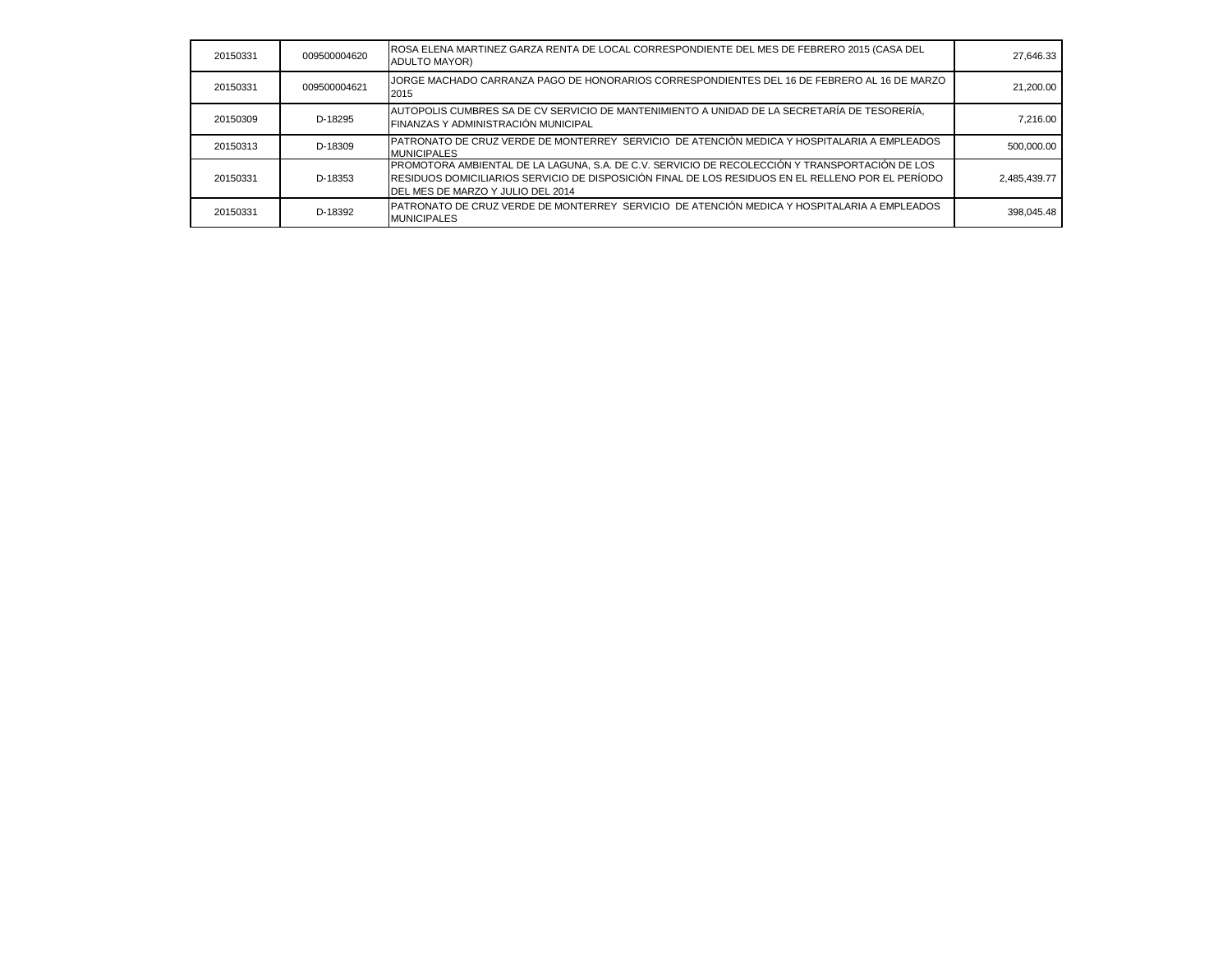| | | | |
|---|---|---|---|
| 20150331 | 009500004620 | ROSA ELENA MARTINEZ GARZA RENTA DE LOCAL CORRESPONDIENTE DEL MES DE FEBRERO 2015 (CASA DEL ADULTO MAYOR) | 27,646.33 |
| 20150331 | 009500004621 | JORGE MACHADO CARRANZA PAGO DE HONORARIOS CORRESPONDIENTES DEL 16 DE FEBRERO AL 16 DE MARZO 2015 | 21,200.00 |
| 20150309 | D-18295 | AUTOPOLIS CUMBRES SA DE CV SERVICIO DE MANTENIMIENTO A UNIDAD DE LA SECRETARÍA DE TESORERÍA, FINANZAS Y ADMINISTRACIÓN MUNICIPAL | 7,216.00 |
| 20150313 | D-18309 | PATRONATO DE CRUZ VERDE DE MONTERREY SERVICIO DE ATENCIÓN MEDICA Y HOSPITALARIA A EMPLEADOS MUNICIPALES | 500,000.00 |
| 20150331 | D-18353 | PROMOTORA AMBIENTAL DE LA LAGUNA, S.A. DE C.V. SERVICIO DE RECOLECCIÓN Y TRANSPORTACIÓN DE LOS RESIDUOS DOMICILIARIOS SERVICIO DE DISPOSICIÓN FINAL DE LOS RESIDUOS EN EL RELLENO POR EL PERÍODO DEL MES DE MARZO Y JULIO DEL 2014 | 2,485,439.77 |
| 20150331 | D-18392 | PATRONATO DE CRUZ VERDE DE MONTERREY SERVICIO DE ATENCIÓN MEDICA Y HOSPITALARIA A EMPLEADOS MUNICIPALES | 398,045.48 |